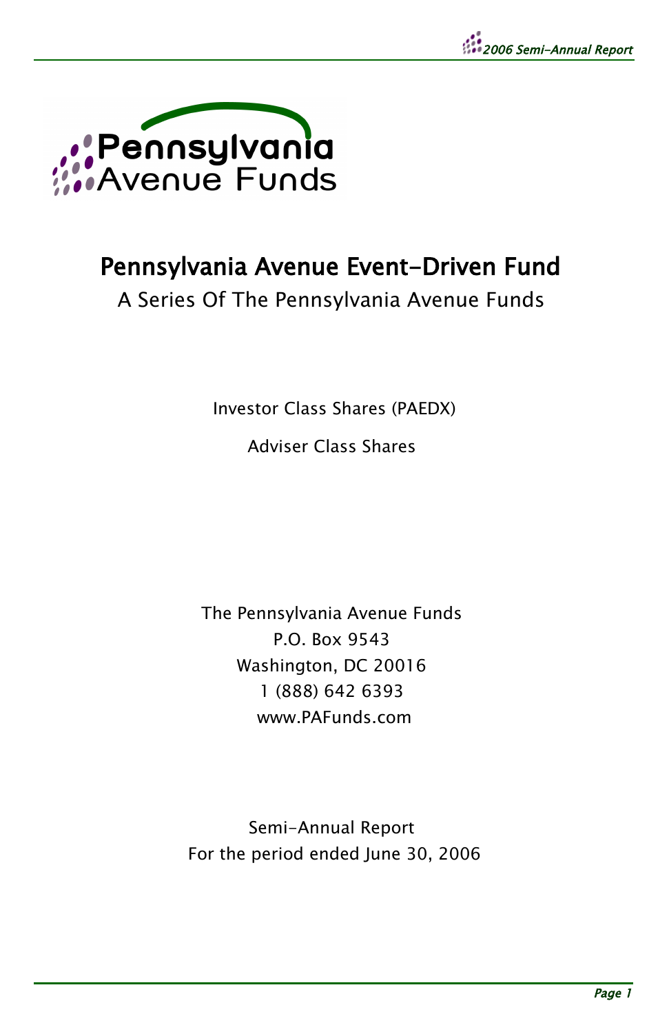Pennsylvania Avenue Funds

# Pennsylvania Avenue Event-Driven Fund

A Series Of The Pennsylvania Avenue Funds

Investor Class Shares (PAEDX)

Adviser Class Shares

The Pennsylvania Avenue Funds
P.O. Box 9543
Washington, DC 20016
1 (888) 642 6393
www.PAFunds.com

Semi-Annual Report
For the period ended June 30, 2006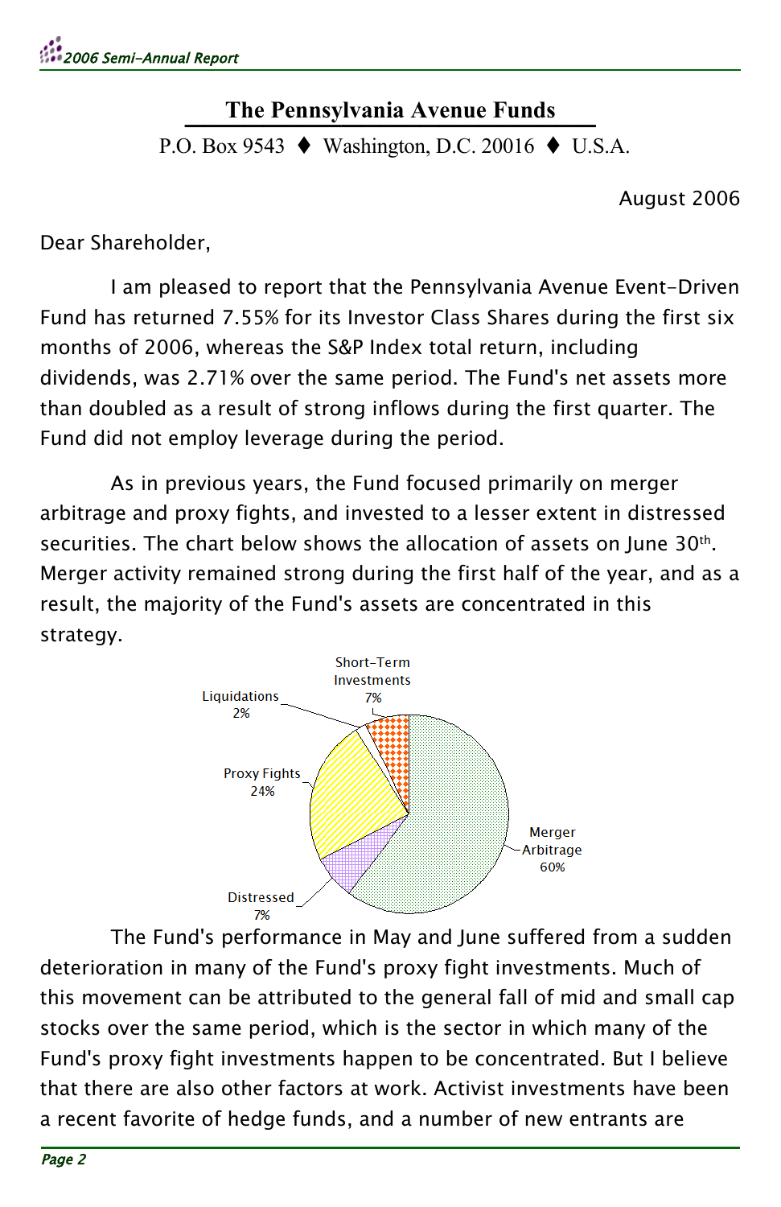# The Pennsylvania Avenue Funds

P.O. Box 9543 ♦ Washington, D.C. 20016 ♦ U.S.A.

August 2006

Dear Shareholder,

I am pleased to report that the Pennsylvania Avenue Event-Driven Fund has returned 7.55% for its Investor Class Shares during the first six months of 2006, whereas the S&P Index total return, including dividends, was 2.71% over the same period. The Fund's net assets more than doubled as a result of strong inflows during the first quarter. The Fund did not employ leverage during the period.

As in previous years, the Fund focused primarily on merger arbitrage and proxy fights, and invested to a lesser extent in distressed securities. The chart below shows the allocation of assets on June 30th. Merger activity remained strong during the first half of the year, and as a result, the majority of the Fund's assets are concentrated in this strategy.

| Strategy | Allocation |
|---|---|
| Merger Arbitrage | 60% |
| Proxy Fights | 24% |
| Distressed | 7% |
| Short-Term Investments | 7% |
| Liquidations | 2% |

The Fund's performance in May and June suffered from a sudden deterioration in many of the Fund's proxy fight investments. Much of this movement can be attributed to the general fall of mid and small cap stocks over the same period, which is the sector in which many of the Fund's proxy fight investments happen to be concentrated. But I believe that there are also other factors at work. Activist investments have been a recent favorite of hedge funds, and a number of new entrants are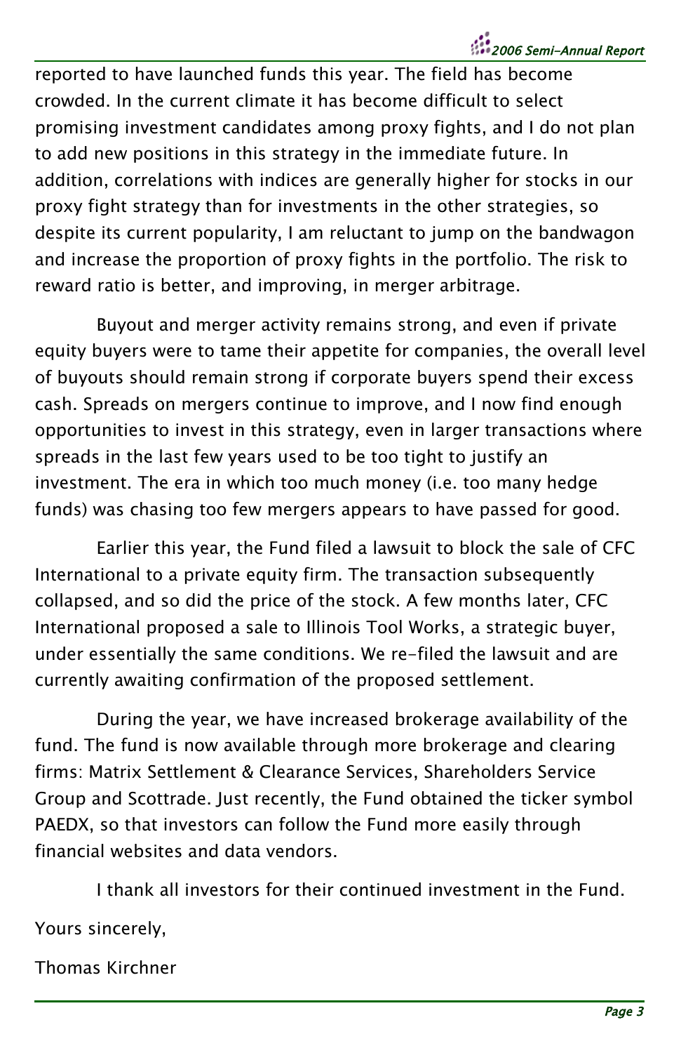reported to have launched funds this year. The field has become crowded. In the current climate it has become difficult to select promising investment candidates among proxy fights, and I do not plan to add new positions in this strategy in the immediate future. In addition, correlations with indices are generally higher for stocks in our proxy fight strategy than for investments in the other strategies, so despite its current popularity, I am reluctant to jump on the bandwagon and increase the proportion of proxy fights in the portfolio. The risk to reward ratio is better, and improving, in merger arbitrage.

Buyout and merger activity remains strong, and even if private equity buyers were to tame their appetite for companies, the overall level of buyouts should remain strong if corporate buyers spend their excess cash. Spreads on mergers continue to improve, and I now find enough opportunities to invest in this strategy, even in larger transactions where spreads in the last few years used to be too tight to justify an investment. The era in which too much money (i.e. too many hedge funds) was chasing too few mergers appears to have passed for good.

Earlier this year, the Fund filed a lawsuit to block the sale of CFC International to a private equity firm. The transaction subsequently collapsed, and so did the price of the stock. A few months later, CFC International proposed a sale to Illinois Tool Works, a strategic buyer, under essentially the same conditions. We re-filed the lawsuit and are currently awaiting confirmation of the proposed settlement.

During the year, we have increased brokerage availability of the fund. The fund is now available through more brokerage and clearing firms: Matrix Settlement & Clearance Services, Shareholders Service Group and Scottrade. Just recently, the Fund obtained the ticker symbol PAEDX, so that investors can follow the Fund more easily through financial websites and data vendors.

I thank all investors for their continued investment in the Fund.

Yours sincerely,

Thomas Kirchner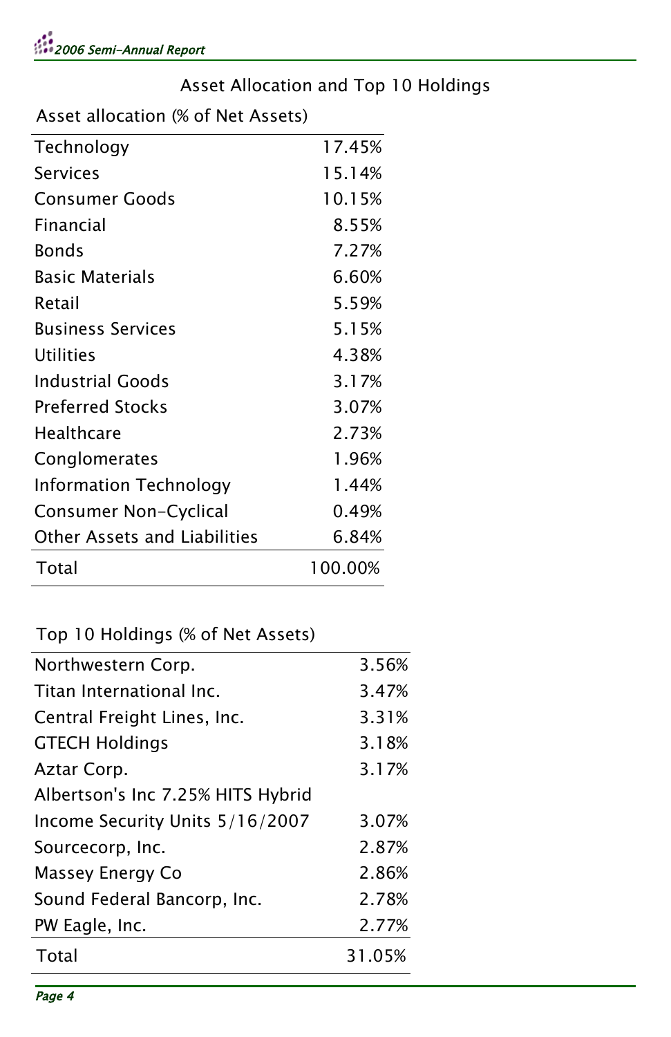## Asset Allocation and Top 10 Holdings

| Asset allocation (% of Net Assets) | |
|---|---|
| Technology | 17.45% |
| Services | 15.14% |
| Consumer Goods | 10.15% |
| Financial | 8.55% |
| Bonds | 7.27% |
| Basic Materials | 6.60% |
| Retail | 5.59% |
| Business Services | 5.15% |
| Utilities | 4.38% |
| Industrial Goods | 3.17% |
| Preferred Stocks | 3.07% |
| Healthcare | 2.73% |
| Conglomerates | 1.96% |
| Information Technology | 1.44% |
| Consumer Non-Cyclical | 0.49% |
| Other Assets and Liabilities | 6.84% |
| Total | 100.00% |

| Top 10 Holdings (% of Net Assets) | |
|---|---|
| Northwestern Corp. | 3.56% |
| Titan International Inc. | 3.47% |
| Central Freight Lines, Inc. | 3.31% |
| GTECH Holdings | 3.18% |
| Aztar Corp. | 3.17% |
| Albertson's Inc 7.25% HITS Hybrid Income Security Units 5/16/2007 | 3.07% |
| Sourcecorp, Inc. | 2.87% |
| Massey Energy Co | 2.86% |
| Sound Federal Bancorp, Inc. | 2.78% |
| PW Eagle, Inc. | 2.77% |
| Total | 31.05% |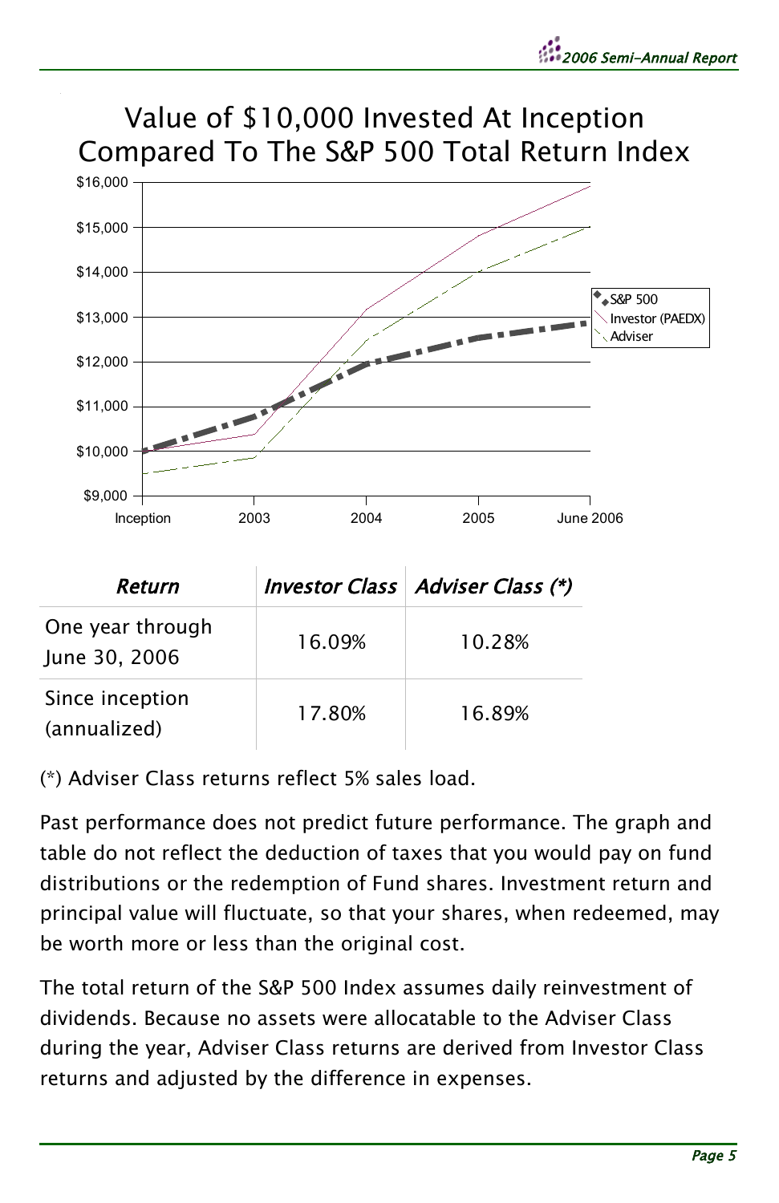## Value of $10,000 Invested At Inception Compared To The S&P 500 Total Return Index

| *Return* | *Investor Class* | *Adviser Class (*)* |
|---|---|---|
| One year through June 30, 2006 | 16.09% | 10.28% |
| Since inception (annualized) | 17.80% | 16.89% |

(*) Adviser Class returns reflect 5% sales load.

Past performance does not predict future performance. The graph and table do not reflect the deduction of taxes that you would pay on fund distributions or the redemption of Fund shares. Investment return and principal value will fluctuate, so that your shares, when redeemed, may be worth more or less than the original cost.

The total return of the S&P 500 Index assumes daily reinvestment of dividends. Because no assets were allocatable to the Adviser Class during the year, Adviser Class returns are derived from Investor Class returns and adjusted by the difference in expenses.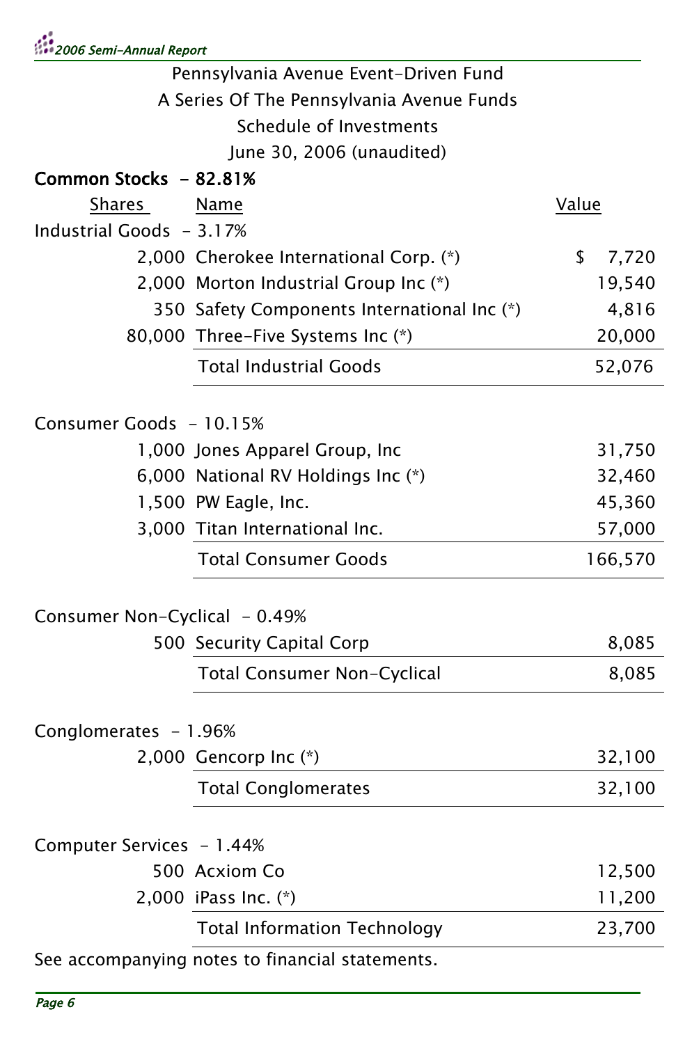Pennsylvania Avenue Event-Driven Fund
A Series Of The Pennsylvania Avenue Funds
Schedule of Investments
June 30, 2006 (unaudited)

**Common Stocks - 82.81%**

| Shares | Name | Value |
|---|---|---|
| Industrial Goods - 3.17% | | |
| 2,000 | Cherokee International Corp. (*) | $ 7,720 |
| 2,000 | Morton Industrial Group Inc (*) | 19,540 |
| 350 | Safety Components International Inc (*) | 4,816 |
| 80,000 | Three-Five Systems Inc (*) | 20,000 |
| | Total Industrial Goods | 52,076 |
| Consumer Goods - 10.15% | | |
| 1,000 | Jones Apparel Group, Inc | 31,750 |
| 6,000 | National RV Holdings Inc (*) | 32,460 |
| 1,500 | PW Eagle, Inc. | 45,360 |
| 3,000 | Titan International Inc. | 57,000 |
| | Total Consumer Goods | 166,570 |
| Consumer Non-Cyclical - 0.49% | | |
| 500 | Security Capital Corp | 8,085 |
| | Total Consumer Non-Cyclical | 8,085 |
| Conglomerates - 1.96% | | |
| 2,000 | Gencorp Inc (*) | 32,100 |
| | Total Conglomerates | 32,100 |
| Computer Services - 1.44% | | |
| 500 | Acxiom Co | 12,500 |
| 2,000 | iPass Inc. (*) | 11,200 |
| | Total Information Technology | 23,700 |

See accompanying notes to financial statements.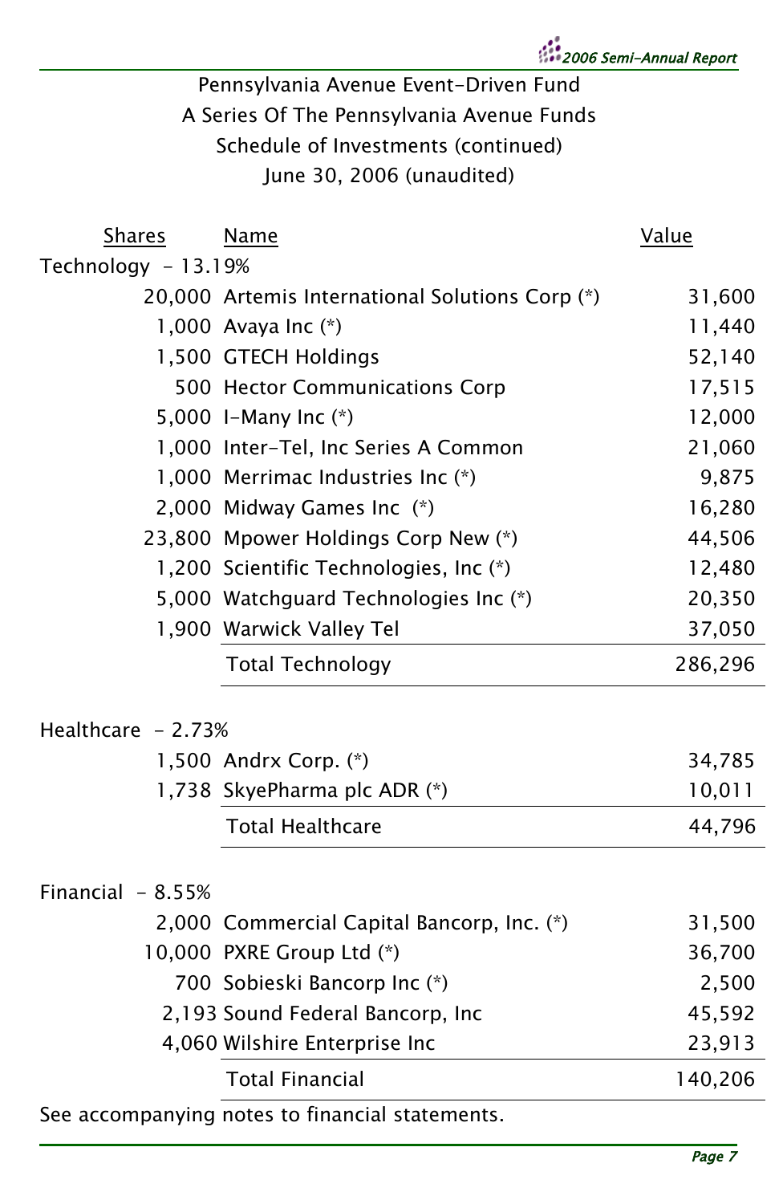Pennsylvania Avenue Event-Driven Fund
A Series Of The Pennsylvania Avenue Funds
Schedule of Investments (continued)
June 30, 2006 (unaudited)

| Shares | Name | Value |
|---|---|---|
| **Technology - 13.19%** | | |
| 20,000 | Artemis International Solutions Corp (*) | 31,600 |
| 1,000 | Avaya Inc (*) | 11,440 |
| 1,500 | GTECH Holdings | 52,140 |
| 500 | Hector Communications Corp | 17,515 |
| 5,000 | I-Many Inc (*) | 12,000 |
| 1,000 | Inter-Tel, Inc Series A Common | 21,060 |
| 1,000 | Merrimac Industries Inc (*) | 9,875 |
| 2,000 | Midway Games Inc (*) | 16,280 |
| 23,800 | Mpower Holdings Corp New (*) | 44,506 |
| 1,200 | Scientific Technologies, Inc (*) | 12,480 |
| 5,000 | Watchguard Technologies Inc (*) | 20,350 |
| 1,900 | Warwick Valley Tel | 37,050 |
| | Total Technology | 286,296 |
| **Healthcare - 2.73%** | | |
| 1,500 | Andrx Corp. (*) | 34,785 |
| 1,738 | SkyePharma plc ADR (*) | 10,011 |
| | Total Healthcare | 44,796 |
| **Financial - 8.55%** | | |
| 2,000 | Commercial Capital Bancorp, Inc. (*) | 31,500 |
| 10,000 | PXRE Group Ltd (*) | 36,700 |
| 700 | Sobieski Bancorp Inc (*) | 2,500 |
| 2,193 | Sound Federal Bancorp, Inc | 45,592 |
| 4,060 | Wilshire Enterprise Inc | 23,913 |
| | Total Financial | 140,206 |

See accompanying notes to financial statements.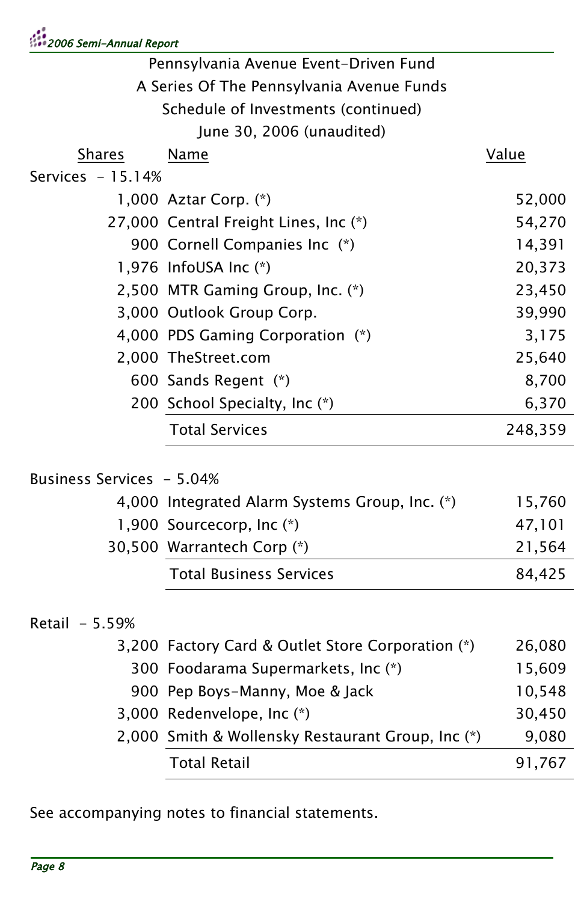Pennsylvania Avenue Event-Driven Fund
A Series Of The Pennsylvania Avenue Funds
Schedule of Investments (continued)
June 30, 2006 (unaudited)

| Shares | Name | Value |
|---|---|---|
| **Services - 15.14%** | | |
| 1,000 | Aztar Corp. (*) | 52,000 |
| 27,000 | Central Freight Lines, Inc (*) | 54,270 |
| 900 | Cornell Companies Inc (*) | 14,391 |
| 1,976 | InfoUSA Inc (*) | 20,373 |
| 2,500 | MTR Gaming Group, Inc. (*) | 23,450 |
| 3,000 | Outlook Group Corp. | 39,990 |
| 4,000 | PDS Gaming Corporation (*) | 3,175 |
| 2,000 | TheStreet.com | 25,640 |
| 600 | Sands Regent (*) | 8,700 |
| 200 | School Specialty, Inc (*) | 6,370 |
| | Total Services | 248,359 |
| **Business Services - 5.04%** | | |
| 4,000 | Integrated Alarm Systems Group, Inc. (*) | 15,760 |
| 1,900 | Sourcecorp, Inc (*) | 47,101 |
| 30,500 | Warrantech Corp (*) | 21,564 |
| | Total Business Services | 84,425 |
| **Retail - 5.59%** | | |
| 3,200 | Factory Card & Outlet Store Corporation (*) | 26,080 |
| 300 | Foodarama Supermarkets, Inc (*) | 15,609 |
| 900 | Pep Boys-Manny, Moe & Jack | 10,548 |
| 3,000 | Redenvelope, Inc (*) | 30,450 |
| 2,000 | Smith & Wollensky Restaurant Group, Inc (*) | 9,080 |
| | Total Retail | 91,767 |

See accompanying notes to financial statements.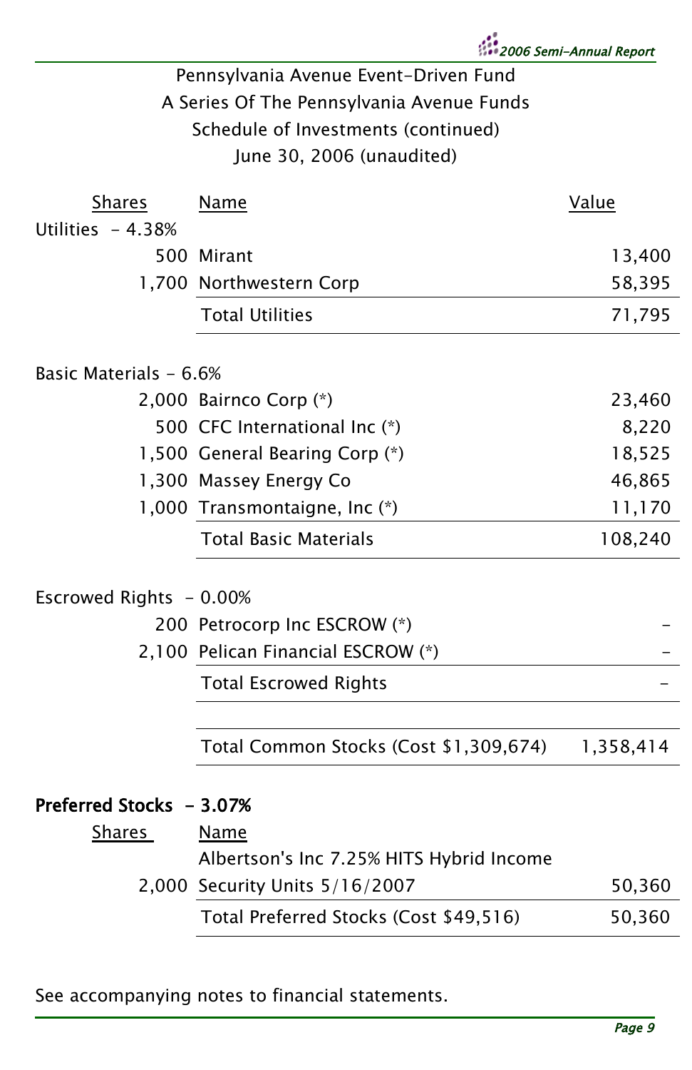Pennsylvania Avenue Event-Driven Fund
A Series Of The Pennsylvania Avenue Funds
Schedule of Investments (continued)
June 30, 2006 (unaudited)

| Shares | Name | Value |
|---|---|---|
| Utilities - 4.38% | | |
| 500 | Mirant | 13,400 |
| 1,700 | Northwestern Corp | 58,395 |
| | Total Utilities | 71,795 |
| | | |
| Basic Materials - 6.6% | | |
| 2,000 | Bairnco Corp (*) | 23,460 |
| 500 | CFC International Inc (*) | 8,220 |
| 1,500 | General Bearing Corp (*) | 18,525 |
| 1,300 | Massey Energy Co | 46,865 |
| 1,000 | Transmontaigne, Inc (*) | 11,170 |
| | Total Basic Materials | 108,240 |
| | | |
| Escrowed Rights - 0.00% | | |
| 200 | Petrocorp Inc ESCROW (*) | - |
| 2,100 | Pelican Financial ESCROW (*) | - |
| | Total Escrowed Rights | - |
| | | |
| | Total Common Stocks (Cost $1,309,674) | 1,358,414 |

**Preferred Stocks - 3.07%**

| Shares | Name | Value |
|---|---|---|
| 2,000 | Albertson's Inc 7.25% HITS Hybrid Income Security Units 5/16/2007 | 50,360 |
| | Total Preferred Stocks (Cost $49,516) | 50,360 |

See accompanying notes to financial statements.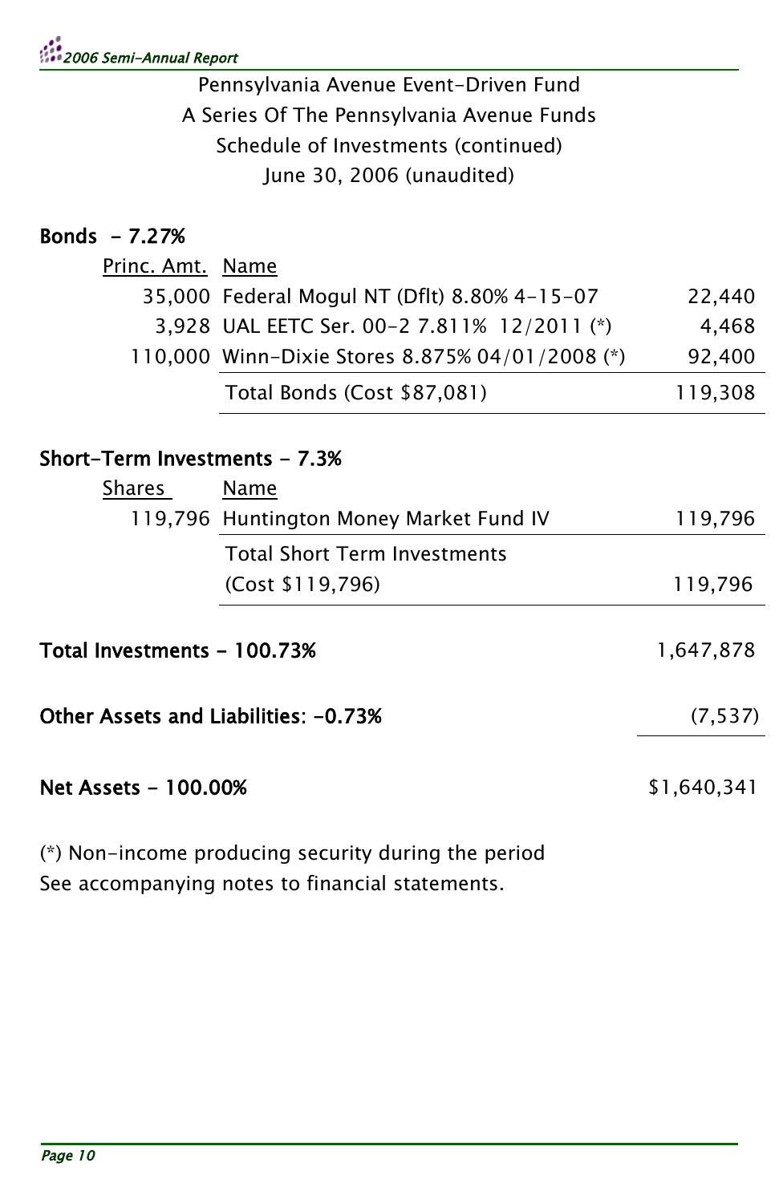Pennsylvania Avenue Event-Driven Fund
A Series Of The Pennsylvania Avenue Funds
Schedule of Investments (continued)
June 30, 2006 (unaudited)

**Bonds - 7.27%**

| Princ. Amt. | Name | |
|---|---|---|
| 35,000 | Federal Mogul NT (Dflt) 8.80% 4-15-07 | 22,440 |
| 3,928 | UAL EETC Ser. 00-2 7.811% 12/2011 (*) | 4,468 |
| 110,000 | Winn-Dixie Stores 8.875% 04/01/2008 (*) | 92,400 |
| | Total Bonds (Cost $87,081) | 119,308 |

**Short-Term Investments - 7.3%**

| Shares | Name | |
|---|---|---|
| 119,796 | Huntington Money Market Fund IV | 119,796 |
| | Total Short Term Investments (Cost $119,796) | 119,796 |

| | |
|---|---|
| **Total Investments - 100.73%** | 1,647,878 |
| **Other Assets and Liabilities: -0.73%** | (7,537) |
| **Net Assets - 100.00%** | $1,640,341 |

(*) Non-income producing security during the period
See accompanying notes to financial statements.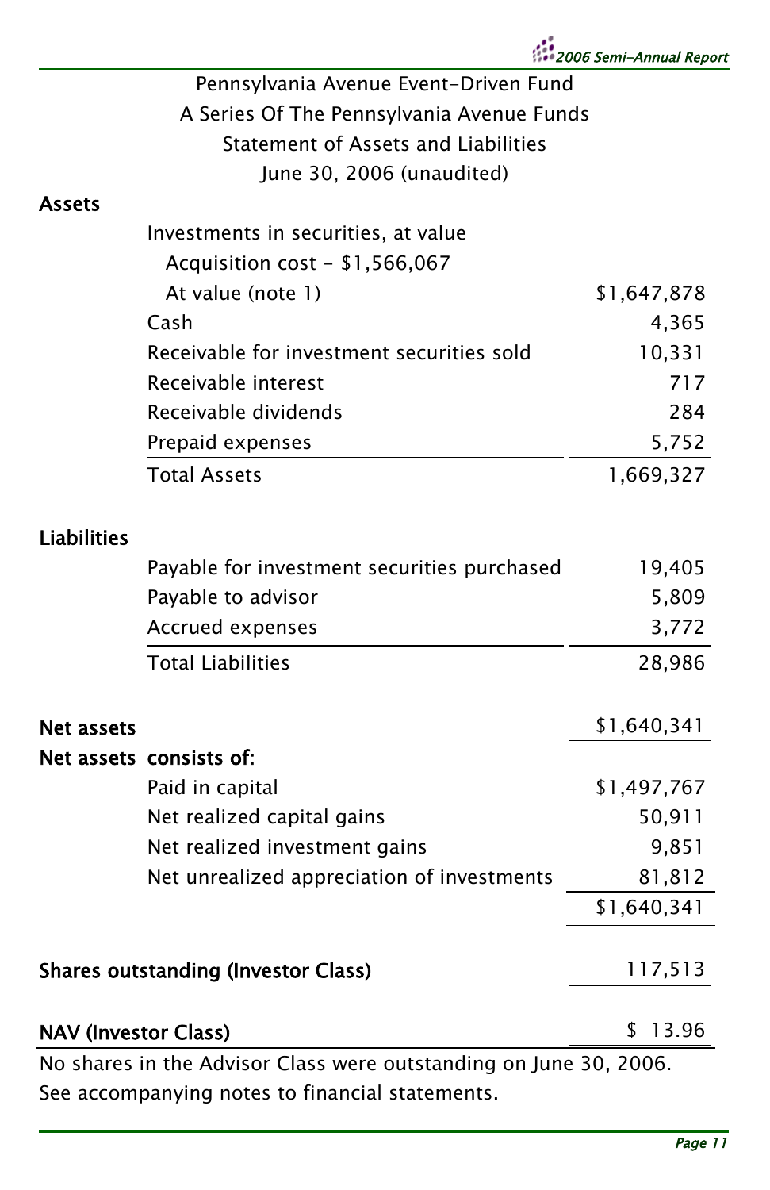Pennsylvania Avenue Event-Driven Fund

A Series Of The Pennsylvania Avenue Funds

Statement of Assets and Liabilities

June 30, 2006 (unaudited)

| | | |
|---|---|---|
| **Assets** | | |
| | Investments in securities, at value | |
| | Acquisition cost - $1,566,067 | |
| | At value (note 1) | $1,647,878 |
| | Cash | 4,365 |
| | Receivable for investment securities sold | 10,331 |
| | Receivable interest | 717 |
| | Receivable dividends | 284 |
| | Prepaid expenses | 5,752 |
| | Total Assets | 1,669,327 |
| **Liabilities** | | |
| | Payable for investment securities purchased | 19,405 |
| | Payable to advisor | 5,809 |
| | Accrued expenses | 3,772 |
| | Total Liabilities | 28,986 |
| **Net assets** | | $1,640,341 |
| **Net assets consists of:** | | |
| | Paid in capital | $1,497,767 |
| | Net realized capital gains | 50,911 |
| | Net realized investment gains | 9,851 |
| | Net unrealized appreciation of investments | 81,812 |
| | | $1,640,341 |
| **Shares outstanding (Investor Class)** | | 117,513 |
| **NAV (Investor Class)** | | $ 13.96 |

No shares in the Advisor Class were outstanding on June 30, 2006.

See accompanying notes to financial statements.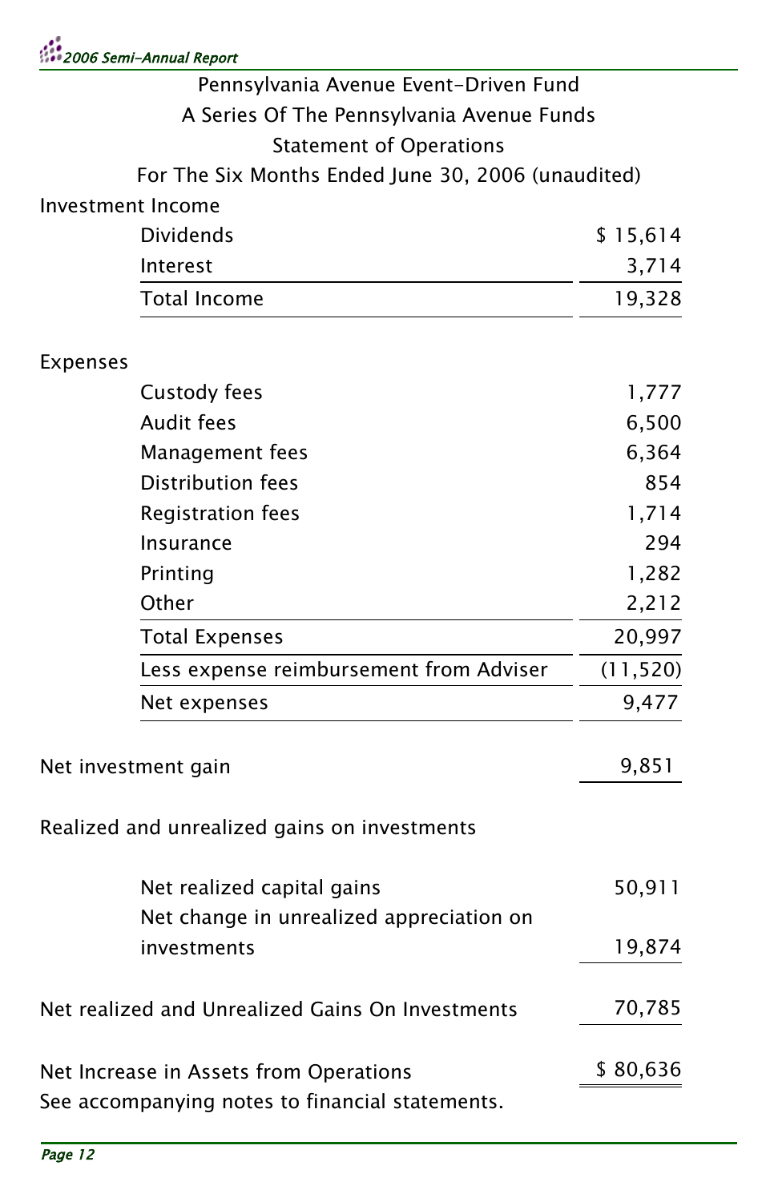Pennsylvania Avenue Event-Driven Fund

A Series Of The Pennsylvania Avenue Funds

Statement of Operations

For The Six Months Ended June 30, 2006 (unaudited)

| | |
|---|---|
| **Investment Income** | |
| Dividends | $ 15,614 |
| Interest | 3,714 |
| Total Income | 19,328 |
| | |
| **Expenses** | |
| Custody fees | 1,777 |
| Audit fees | 6,500 |
| Management fees | 6,364 |
| Distribution fees | 854 |
| Registration fees | 1,714 |
| Insurance | 294 |
| Printing | 1,282 |
| Other | 2,212 |
| Total Expenses | 20,997 |
| Less expense reimbursement from Adviser | (11,520) |
| Net expenses | 9,477 |
| | |
| Net investment gain | 9,851 |
| | |
| **Realized and unrealized gains on investments** | |
| Net realized capital gains | 50,911 |
| Net change in unrealized appreciation on investments | 19,874 |
| | |
| Net realized and Unrealized Gains On Investments | 70,785 |
| | |
| Net Increase in Assets from Operations | $ 80,636 |

See accompanying notes to financial statements.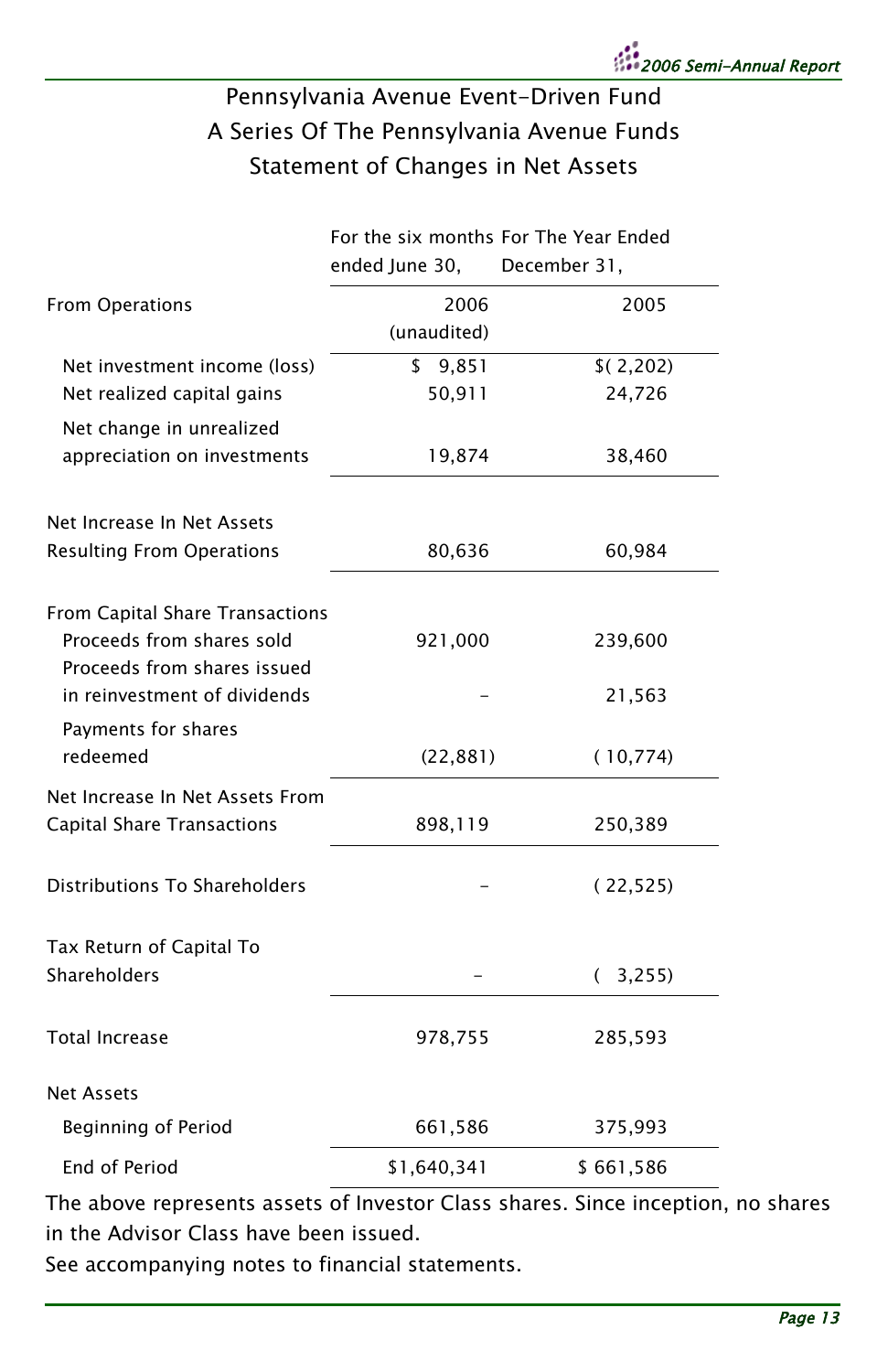# Pennsylvania Avenue Event-Driven Fund
## A Series Of The Pennsylvania Avenue Funds
## Statement of Changes in Net Assets

| | For the six months ended June 30, | For The Year Ended December 31, |
|---|---|---|
| **From Operations** | 2006 (unaudited) | 2005 |
| Net investment income (loss) | $ 9,851 | $( 2,202) |
| Net realized capital gains | 50,911 | 24,726 |
| Net change in unrealized appreciation on investments | 19,874 | 38,460 |
| Net Increase In Net Assets Resulting From Operations | 80,636 | 60,984 |
| **From Capital Share Transactions** | | |
| Proceeds from shares sold | 921,000 | 239,600 |
| Proceeds from shares issued in reinvestment of dividends | - | 21,563 |
| Payments for shares redeemed | (22,881) | ( 10,774) |
| Net Increase In Net Assets From Capital Share Transactions | 898,119 | 250,389 |
| Distributions To Shareholders | - | ( 22,525) |
| Tax Return of Capital To Shareholders | - | ( 3,255) |
| Total Increase | 978,755 | 285,593 |
| **Net Assets** | | |
| Beginning of Period | 661,586 | 375,993 |
| End of Period | $1,640,341 | $ 661,586 |

The above represents assets of Investor Class shares. Since inception, no shares in the Advisor Class have been issued.

See accompanying notes to financial statements.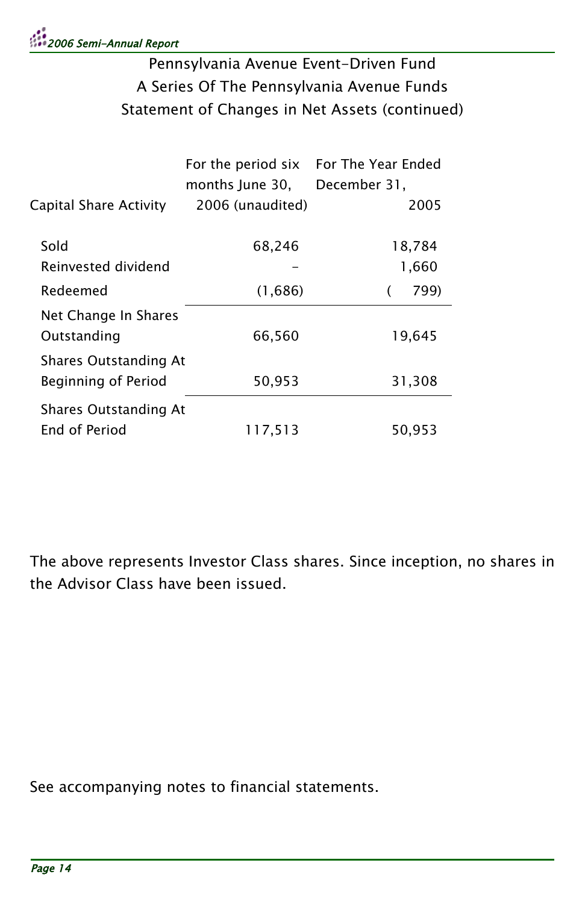Pennsylvania Avenue Event-Driven Fund
A Series Of The Pennsylvania Avenue Funds
Statement of Changes in Net Assets (continued)

| Capital Share Activity | For the period six months June 30, 2006 (unaudited) | For The Year Ended December 31, 2005 |
|---|---|---|
| Sold | 68,246 | 18,784 |
| Reinvested dividend | - | 1,660 |
| Redeemed | (1,686) | ( 799) |
| Net Change In Shares Outstanding | 66,560 | 19,645 |
| Shares Outstanding At Beginning of Period | 50,953 | 31,308 |
| Shares Outstanding At End of Period | 117,513 | 50,953 |

The above represents Investor Class shares. Since inception, no shares in the Advisor Class have been issued.

See accompanying notes to financial statements.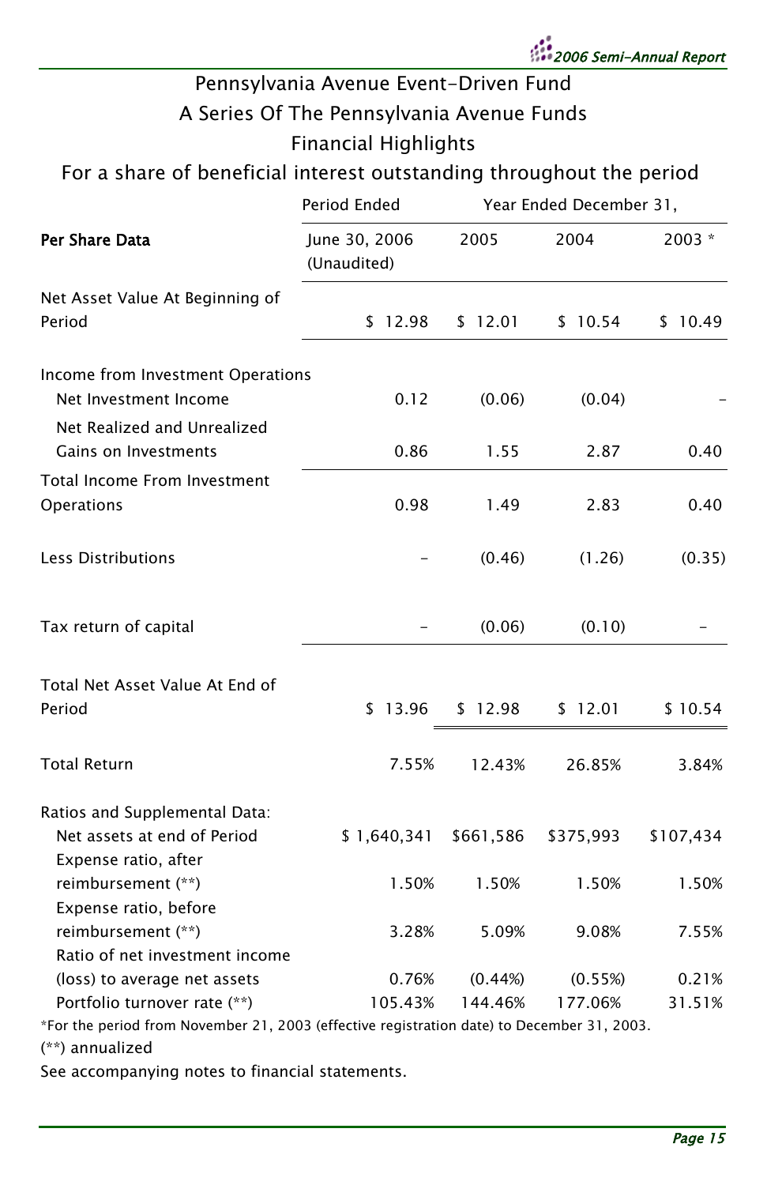# Pennsylvania Avenue Event-Driven Fund

## A Series Of The Pennsylvania Avenue Funds

## Financial Highlights

### For a share of beneficial interest outstanding throughout the period

| | Period Ended | Year Ended December 31, | | |
|---|---|---|---|---|
| **Per Share Data** | June 30, 2006 (Unaudited) | 2005 | 2004 | 2003 * |
| Net Asset Value At Beginning of Period | $ 12.98 | $ 12.01 | $ 10.54 | $ 10.49 |
| Income from Investment Operations | | | | |
| Net Investment Income | 0.12 | (0.06) | (0.04) | - |
| Net Realized and Unrealized Gains on Investments | 0.86 | 1.55 | 2.87 | 0.40 |
| Total Income From Investment Operations | 0.98 | 1.49 | 2.83 | 0.40 |
| Less Distributions | - | (0.46) | (1.26) | (0.35) |
| Tax return of capital | - | (0.06) | (0.10) | - |
| Total Net Asset Value At End of Period | $ 13.96 | $ 12.98 | $ 12.01 | $ 10.54 |
| Total Return | 7.55% | 12.43% | 26.85% | 3.84% |
| Ratios and Supplemental Data: | | | | |
| Net assets at end of Period | $ 1,640,341 | $661,586 | $375,993 | $107,434 |
| Expense ratio, after reimbursement (**) | 1.50% | 1.50% | 1.50% | 1.50% |
| Expense ratio, before reimbursement (**) | 3.28% | 5.09% | 9.08% | 7.55% |
| Ratio of net investment income (loss) to average net assets | 0.76% | (0.44%) | (0.55%) | 0.21% |
| Portfolio turnover rate (**) | 105.43% | 144.46% | 177.06% | 31.51% |

*For the period from November 21, 2003 (effective registration date) to December 31, 2003.

(**) annualized

See accompanying notes to financial statements.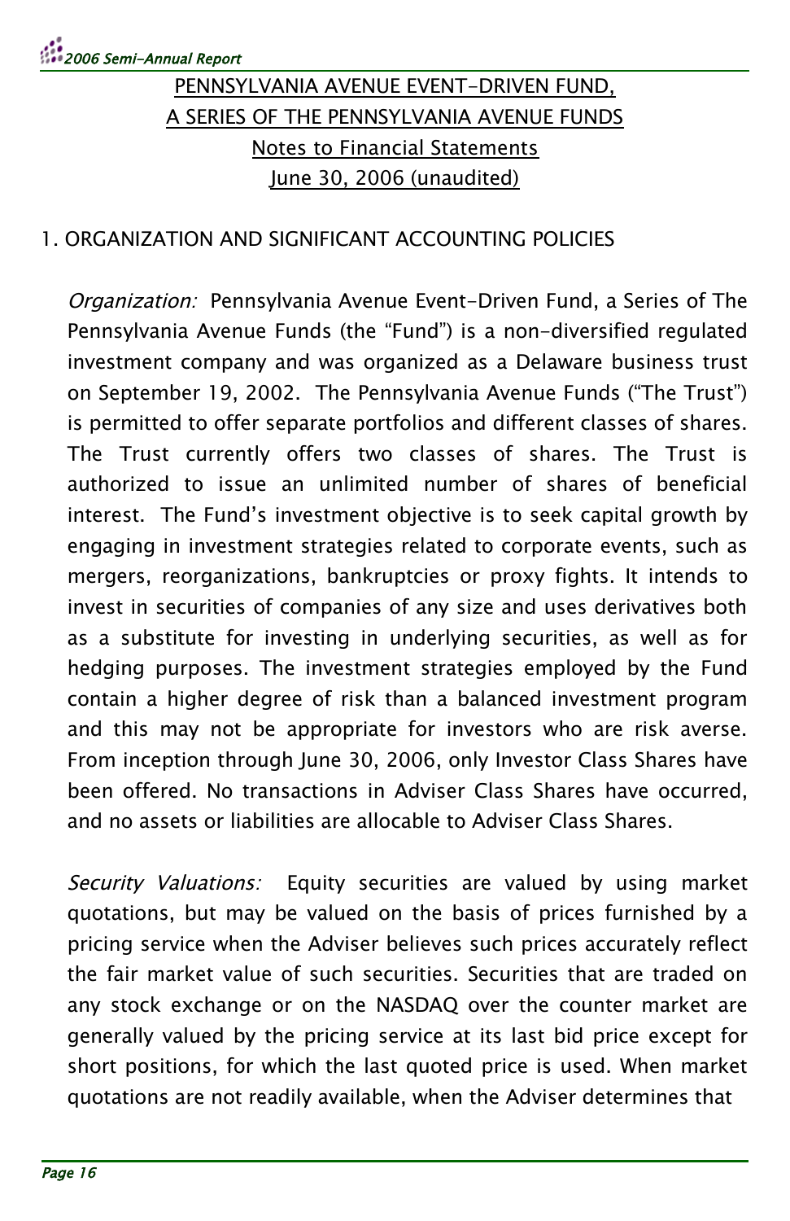PENNSYLVANIA AVENUE EVENT-DRIVEN FUND,
A SERIES OF THE PENNSYLVANIA AVENUE FUNDS
Notes to Financial Statements
June 30, 2006 (unaudited)

1. ORGANIZATION AND SIGNIFICANT ACCOUNTING POLICIES

*Organization:* Pennsylvania Avenue Event-Driven Fund, a Series of The Pennsylvania Avenue Funds (the "Fund") is a non-diversified regulated investment company and was organized as a Delaware business trust on September 19, 2002. The Pennsylvania Avenue Funds ("The Trust") is permitted to offer separate portfolios and different classes of shares. The Trust currently offers two classes of shares. The Trust is authorized to issue an unlimited number of shares of beneficial interest. The Fund's investment objective is to seek capital growth by engaging in investment strategies related to corporate events, such as mergers, reorganizations, bankruptcies or proxy fights. It intends to invest in securities of companies of any size and uses derivatives both as a substitute for investing in underlying securities, as well as for hedging purposes. The investment strategies employed by the Fund contain a higher degree of risk than a balanced investment program and this may not be appropriate for investors who are risk averse. From inception through June 30, 2006, only Investor Class Shares have been offered. No transactions in Adviser Class Shares have occurred, and no assets or liabilities are allocable to Adviser Class Shares.

*Security Valuations:* Equity securities are valued by using market quotations, but may be valued on the basis of prices furnished by a pricing service when the Adviser believes such prices accurately reflect the fair market value of such securities. Securities that are traded on any stock exchange or on the NASDAQ over the counter market are generally valued by the pricing service at its last bid price except for short positions, for which the last quoted price is used. When market quotations are not readily available, when the Adviser determines that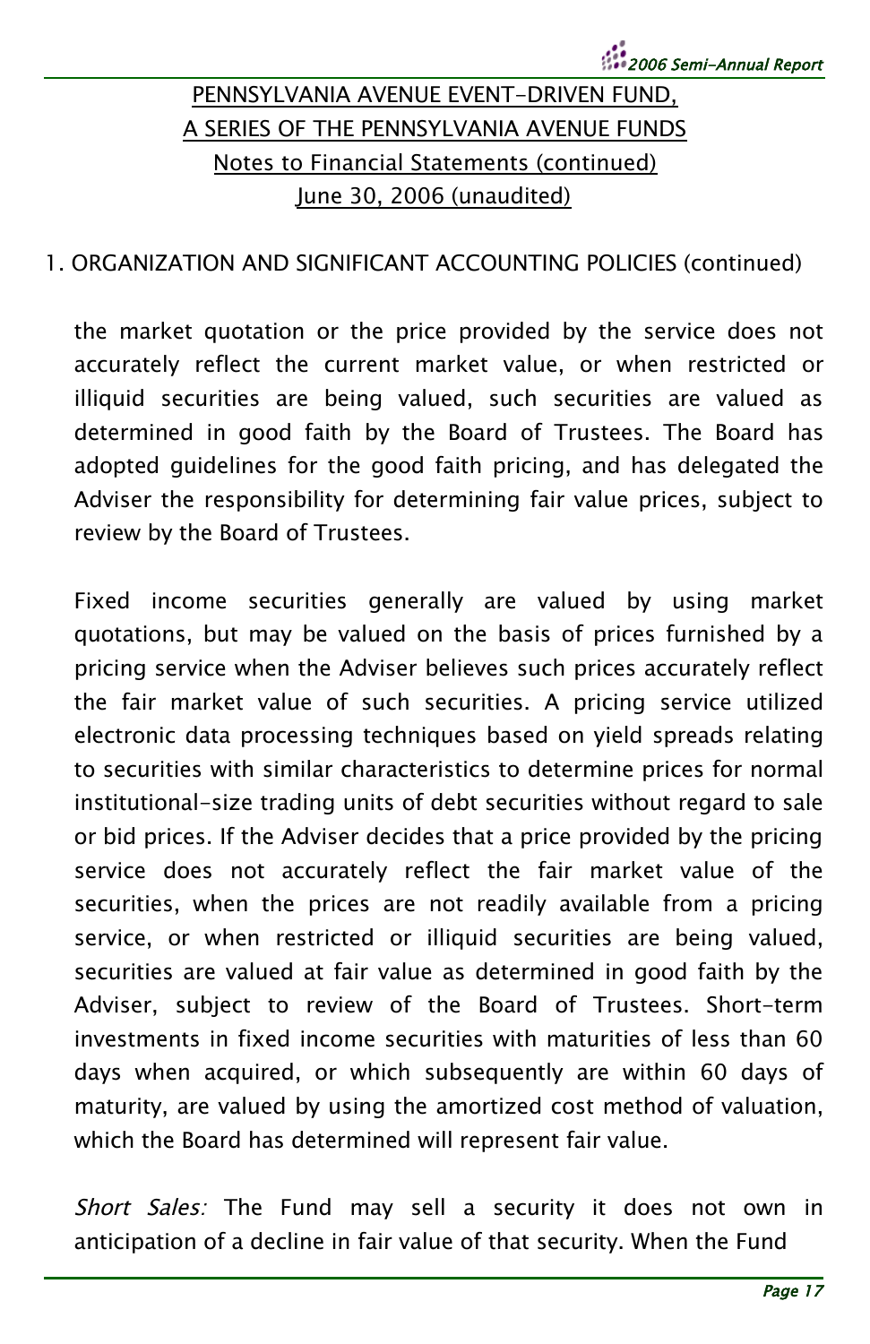PENNSYLVANIA AVENUE EVENT-DRIVEN FUND,
A SERIES OF THE PENNSYLVANIA AVENUE FUNDS
Notes to Financial Statements (continued)
June 30, 2006 (unaudited)

1. ORGANIZATION AND SIGNIFICANT ACCOUNTING POLICIES (continued)

the market quotation or the price provided by the service does not accurately reflect the current market value, or when restricted or illiquid securities are being valued, such securities are valued as determined in good faith by the Board of Trustees. The Board has adopted guidelines for the good faith pricing, and has delegated the Adviser the responsibility for determining fair value prices, subject to review by the Board of Trustees.

Fixed income securities generally are valued by using market quotations, but may be valued on the basis of prices furnished by a pricing service when the Adviser believes such prices accurately reflect the fair market value of such securities. A pricing service utilized electronic data processing techniques based on yield spreads relating to securities with similar characteristics to determine prices for normal institutional-size trading units of debt securities without regard to sale or bid prices. If the Adviser decides that a price provided by the pricing service does not accurately reflect the fair market value of the securities, when the prices are not readily available from a pricing service, or when restricted or illiquid securities are being valued, securities are valued at fair value as determined in good faith by the Adviser, subject to review of the Board of Trustees. Short-term investments in fixed income securities with maturities of less than 60 days when acquired, or which subsequently are within 60 days of maturity, are valued by using the amortized cost method of valuation, which the Board has determined will represent fair value.

*Short Sales:* The Fund may sell a security it does not own in anticipation of a decline in fair value of that security. When the Fund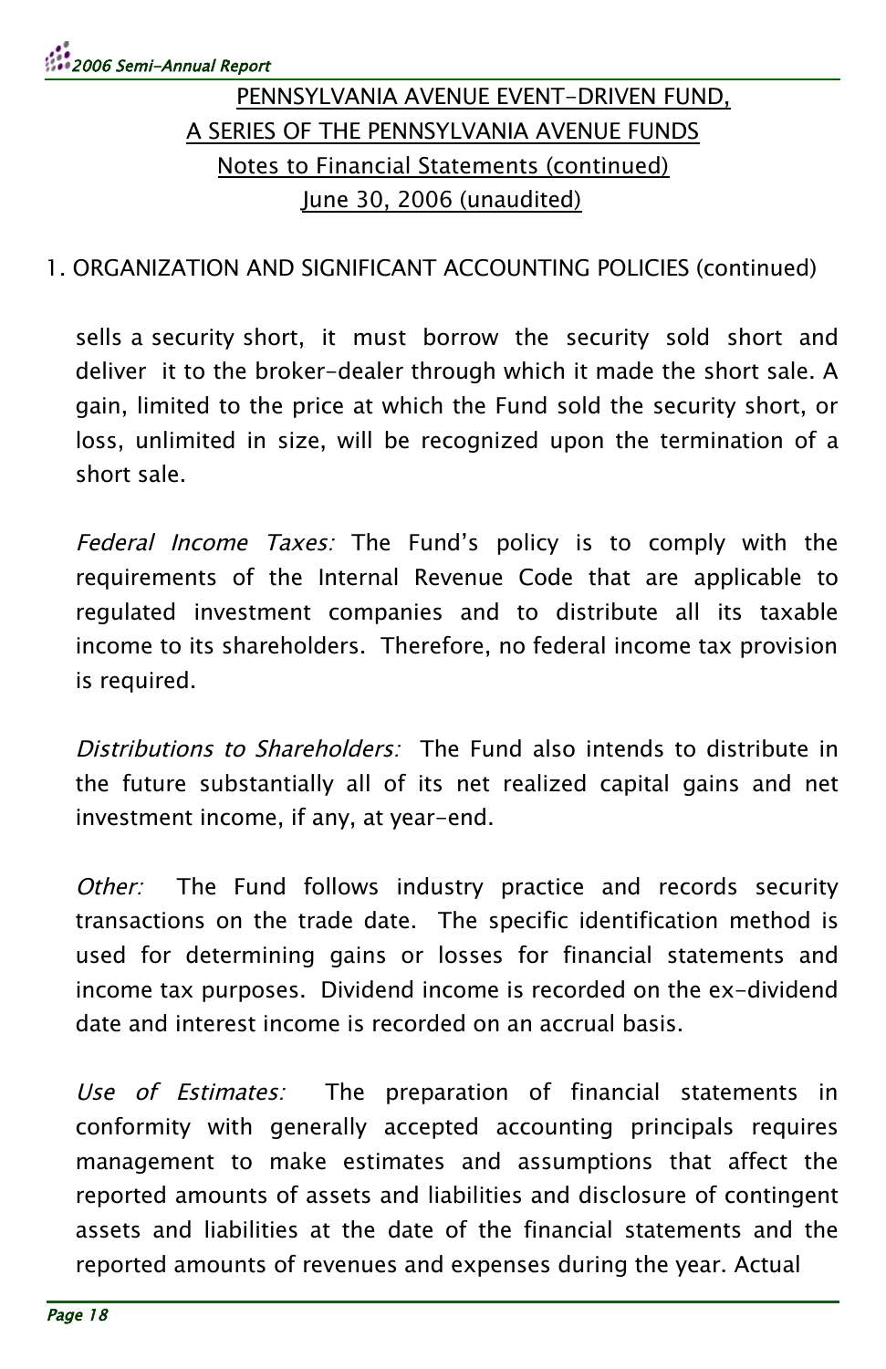PENNSYLVANIA AVENUE EVENT-DRIVEN FUND,
A SERIES OF THE PENNSYLVANIA AVENUE FUNDS
Notes to Financial Statements (continued)
June 30, 2006 (unaudited)

1. ORGANIZATION AND SIGNIFICANT ACCOUNTING POLICIES (continued)

sells a security short, it must borrow the security sold short and deliver it to the broker-dealer through which it made the short sale. A gain, limited to the price at which the Fund sold the security short, or loss, unlimited in size, will be recognized upon the termination of a short sale.

*Federal Income Taxes:* The Fund's policy is to comply with the requirements of the Internal Revenue Code that are applicable to regulated investment companies and to distribute all its taxable income to its shareholders. Therefore, no federal income tax provision is required.

*Distributions to Shareholders:* The Fund also intends to distribute in the future substantially all of its net realized capital gains and net investment income, if any, at year-end.

*Other:* The Fund follows industry practice and records security transactions on the trade date. The specific identification method is used for determining gains or losses for financial statements and income tax purposes. Dividend income is recorded on the ex-dividend date and interest income is recorded on an accrual basis.

*Use of Estimates:* The preparation of financial statements in conformity with generally accepted accounting principals requires management to make estimates and assumptions that affect the reported amounts of assets and liabilities and disclosure of contingent assets and liabilities at the date of the financial statements and the reported amounts of revenues and expenses during the year. Actual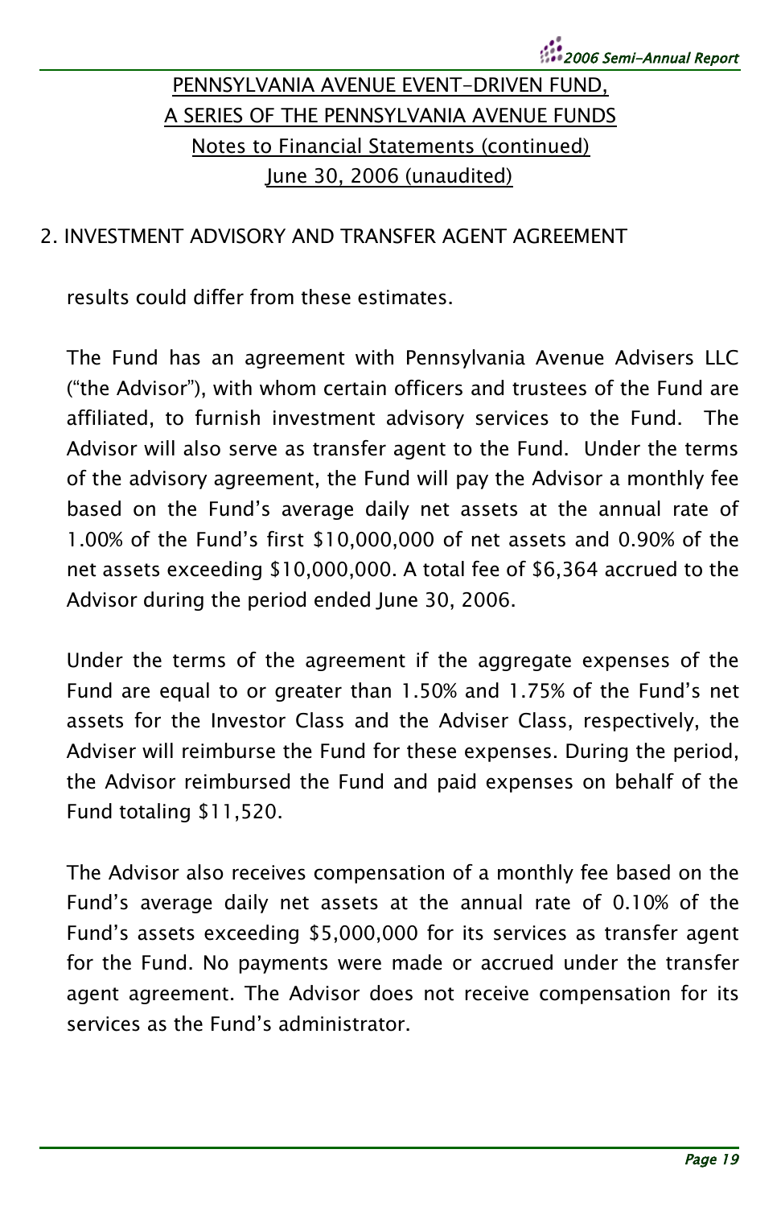PENNSYLVANIA AVENUE EVENT-DRIVEN FUND,
A SERIES OF THE PENNSYLVANIA AVENUE FUNDS
Notes to Financial Statements (continued)
June 30, 2006 (unaudited)

## 2. INVESTMENT ADVISORY AND TRANSFER AGENT AGREEMENT

results could differ from these estimates.

The Fund has an agreement with Pennsylvania Avenue Advisers LLC ("the Advisor"), with whom certain officers and trustees of the Fund are affiliated, to furnish investment advisory services to the Fund. The Advisor will also serve as transfer agent to the Fund. Under the terms of the advisory agreement, the Fund will pay the Advisor a monthly fee based on the Fund's average daily net assets at the annual rate of 1.00% of the Fund's first $10,000,000 of net assets and 0.90% of the net assets exceeding $10,000,000. A total fee of $6,364 accrued to the Advisor during the period ended June 30, 2006.

Under the terms of the agreement if the aggregate expenses of the Fund are equal to or greater than 1.50% and 1.75% of the Fund's net assets for the Investor Class and the Adviser Class, respectively, the Adviser will reimburse the Fund for these expenses. During the period, the Advisor reimbursed the Fund and paid expenses on behalf of the Fund totaling $11,520.

The Advisor also receives compensation of a monthly fee based on the Fund's average daily net assets at the annual rate of 0.10% of the Fund's assets exceeding $5,000,000 for its services as transfer agent for the Fund. No payments were made or accrued under the transfer agent agreement. The Advisor does not receive compensation for its services as the Fund's administrator.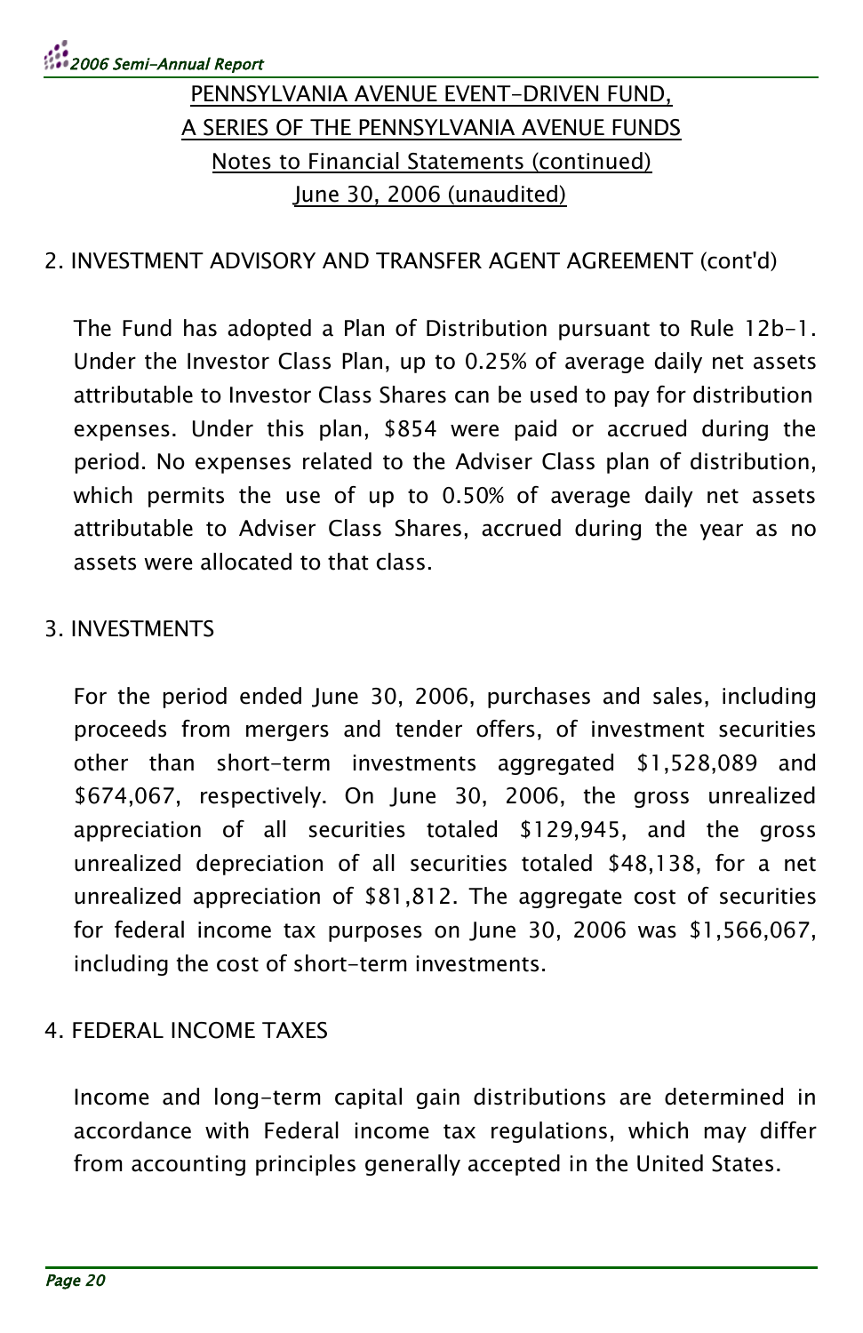PENNSYLVANIA AVENUE EVENT-DRIVEN FUND,
A SERIES OF THE PENNSYLVANIA AVENUE FUNDS
Notes to Financial Statements (continued)
June 30, 2006 (unaudited)

## 2. INVESTMENT ADVISORY AND TRANSFER AGENT AGREEMENT (cont'd)

The Fund has adopted a Plan of Distribution pursuant to Rule 12b-1. Under the Investor Class Plan, up to 0.25% of average daily net assets attributable to Investor Class Shares can be used to pay for distribution expenses. Under this plan, $854 were paid or accrued during the period. No expenses related to the Adviser Class plan of distribution, which permits the use of up to 0.50% of average daily net assets attributable to Adviser Class Shares, accrued during the year as no assets were allocated to that class.

## 3. INVESTMENTS

For the period ended June 30, 2006, purchases and sales, including proceeds from mergers and tender offers, of investment securities other than short-term investments aggregated $1,528,089 and $674,067, respectively. On June 30, 2006, the gross unrealized appreciation of all securities totaled $129,945, and the gross unrealized depreciation of all securities totaled $48,138, for a net unrealized appreciation of $81,812. The aggregate cost of securities for federal income tax purposes on June 30, 2006 was $1,566,067, including the cost of short-term investments.

## 4. FEDERAL INCOME TAXES

Income and long-term capital gain distributions are determined in accordance with Federal income tax regulations, which may differ from accounting principles generally accepted in the United States.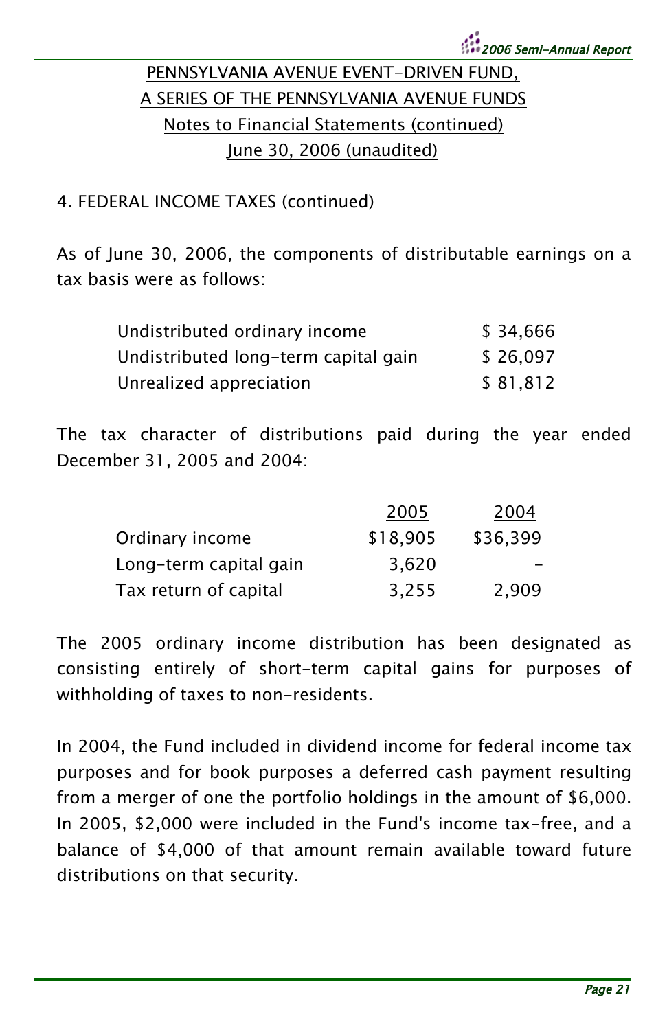PENNSYLVANIA AVENUE EVENT-DRIVEN FUND,
A SERIES OF THE PENNSYLVANIA AVENUE FUNDS
Notes to Financial Statements (continued)
June 30, 2006 (unaudited)

4. FEDERAL INCOME TAXES (continued)

As of June 30, 2006, the components of distributable earnings on a tax basis were as follows:

| | |
|---|---|
| Undistributed ordinary income | $ 34,666 |
| Undistributed long-term capital gain | $ 26,097 |
| Unrealized appreciation | $ 81,812 |

The tax character of distributions paid during the year ended December 31, 2005 and 2004:

| | 2005 | 2004 |
|---|---|---|
| Ordinary income | $18,905 | $36,399 |
| Long-term capital gain | 3,620 | - |
| Tax return of capital | 3,255 | 2,909 |

The 2005 ordinary income distribution has been designated as consisting entirely of short-term capital gains for purposes of withholding of taxes to non-residents.

In 2004, the Fund included in dividend income for federal income tax purposes and for book purposes a deferred cash payment resulting from a merger of one the portfolio holdings in the amount of $6,000. In 2005, $2,000 were included in the Fund's income tax-free, and a balance of $4,000 of that amount remain available toward future distributions on that security.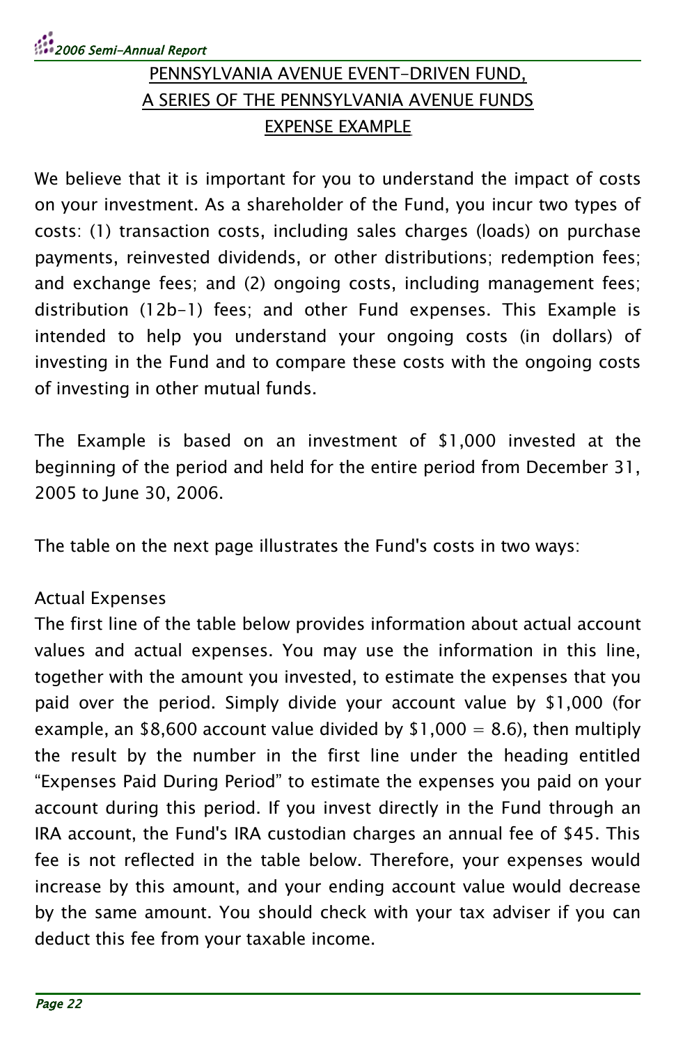## PENNSYLVANIA AVENUE EVENT-DRIVEN FUND, A SERIES OF THE PENNSYLVANIA AVENUE FUNDS EXPENSE EXAMPLE

We believe that it is important for you to understand the impact of costs on your investment. As a shareholder of the Fund, you incur two types of costs: (1) transaction costs, including sales charges (loads) on purchase payments, reinvested dividends, or other distributions; redemption fees; and exchange fees; and (2) ongoing costs, including management fees; distribution (12b-1) fees; and other Fund expenses. This Example is intended to help you understand your ongoing costs (in dollars) of investing in the Fund and to compare these costs with the ongoing costs of investing in other mutual funds.

The Example is based on an investment of $1,000 invested at the beginning of the period and held for the entire period from December 31, 2005 to June 30, 2006.

The table on the next page illustrates the Fund's costs in two ways:

Actual Expenses
The first line of the table below provides information about actual account values and actual expenses. You may use the information in this line, together with the amount you invested, to estimate the expenses that you paid over the period. Simply divide your account value by $1,000 (for example, an $8,600 account value divided by $1,000 = 8.6), then multiply the result by the number in the first line under the heading entitled "Expenses Paid During Period" to estimate the expenses you paid on your account during this period. If you invest directly in the Fund through an IRA account, the Fund's IRA custodian charges an annual fee of $45. This fee is not reflected in the table below. Therefore, your expenses would increase by this amount, and your ending account value would decrease by the same amount. You should check with your tax adviser if you can deduct this fee from your taxable income.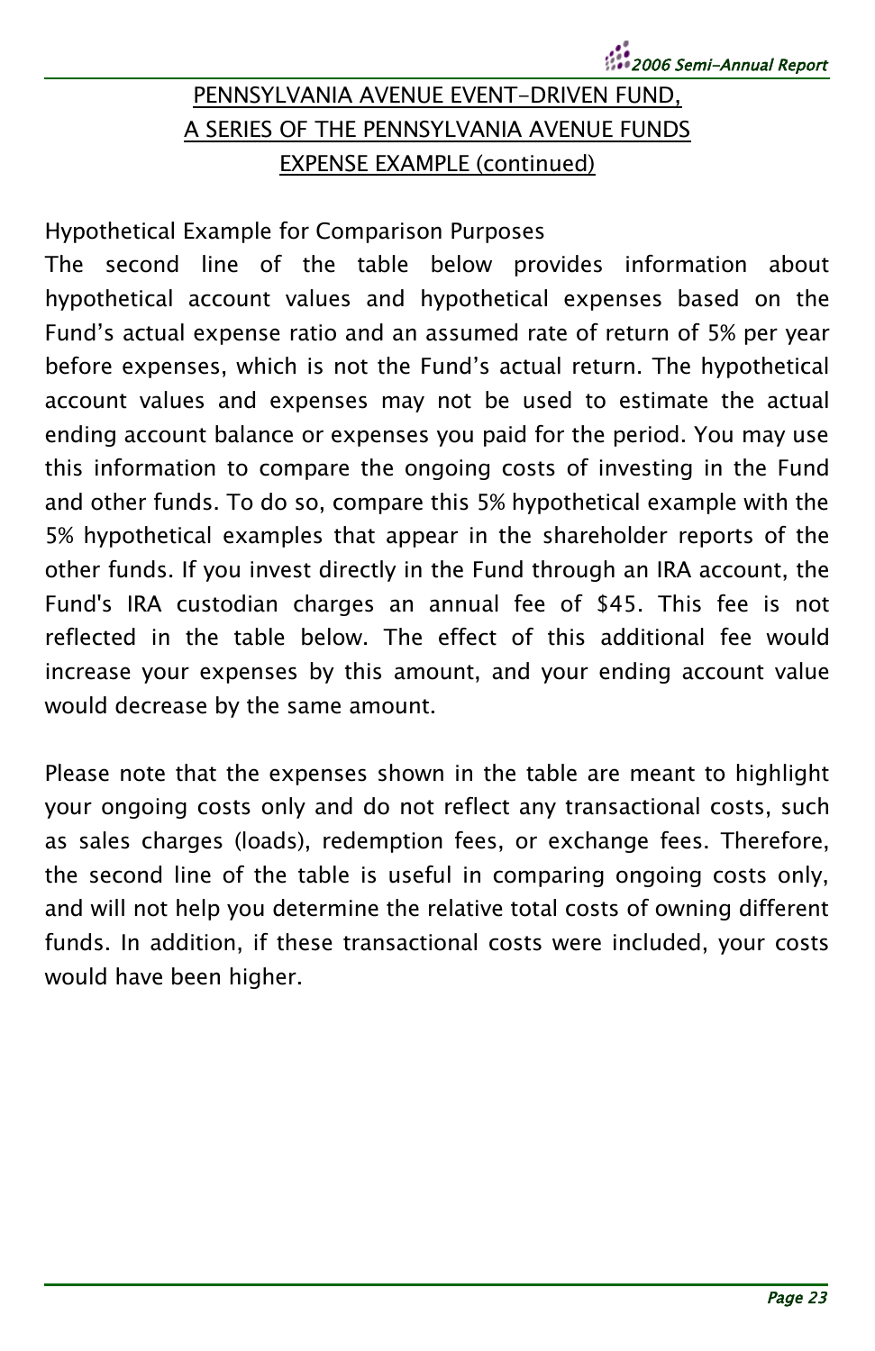# PENNSYLVANIA AVENUE EVENT-DRIVEN FUND, A SERIES OF THE PENNSYLVANIA AVENUE FUNDS EXPENSE EXAMPLE (continued)

Hypothetical Example for Comparison Purposes

The second line of the table below provides information about hypothetical account values and hypothetical expenses based on the Fund's actual expense ratio and an assumed rate of return of 5% per year before expenses, which is not the Fund's actual return. The hypothetical account values and expenses may not be used to estimate the actual ending account balance or expenses you paid for the period. You may use this information to compare the ongoing costs of investing in the Fund and other funds. To do so, compare this 5% hypothetical example with the 5% hypothetical examples that appear in the shareholder reports of the other funds. If you invest directly in the Fund through an IRA account, the Fund's IRA custodian charges an annual fee of $45. This fee is not reflected in the table below. The effect of this additional fee would increase your expenses by this amount, and your ending account value would decrease by the same amount.

Please note that the expenses shown in the table are meant to highlight your ongoing costs only and do not reflect any transactional costs, such as sales charges (loads), redemption fees, or exchange fees. Therefore, the second line of the table is useful in comparing ongoing costs only, and will not help you determine the relative total costs of owning different funds. In addition, if these transactional costs were included, your costs would have been higher.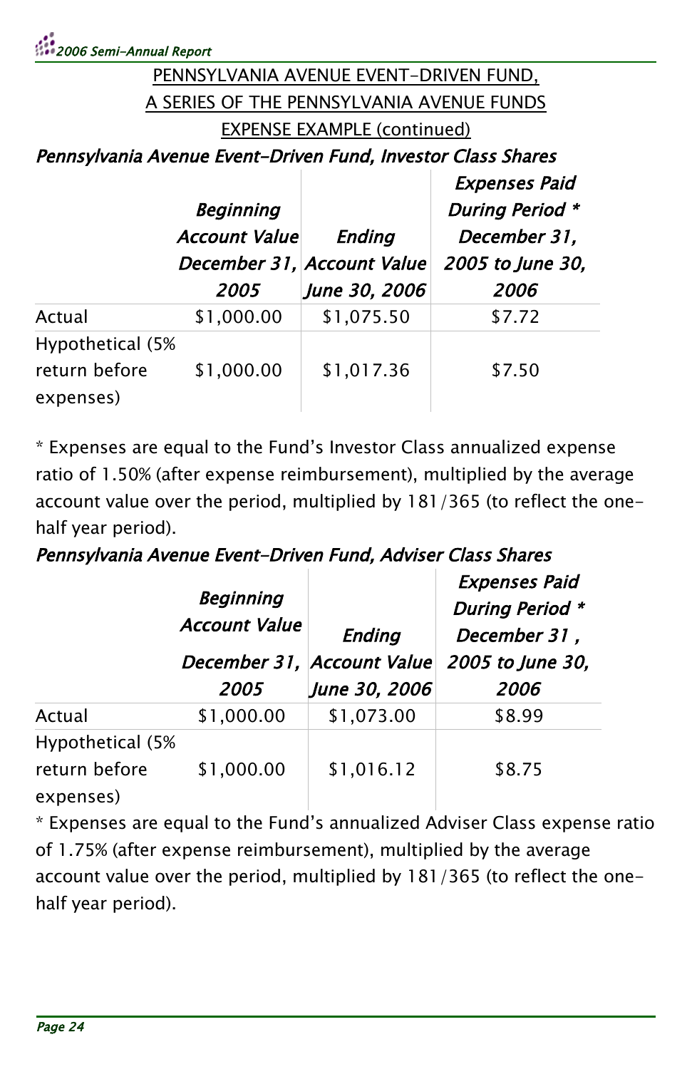PENNSYLVANIA AVENUE EVENT-DRIVEN FUND,
A SERIES OF THE PENNSYLVANIA AVENUE FUNDS
EXPENSE EXAMPLE (continued)

***Pennsylvania Avenue Event-Driven Fund, Investor Class Shares***

| | *Beginning Account Value December 31, 2005* | *Ending Account Value June 30, 2006* | *Expenses Paid During Period \* December 31, 2005 to June 30, 2006* |
|---|---|---|---|
| Actual | $1,000.00 | $1,075.50 | $7.72 |
| Hypothetical (5% return before expenses) | $1,000.00 | $1,017.36 | $7.50 |

* Expenses are equal to the Fund's Investor Class annualized expense ratio of 1.50% (after expense reimbursement), multiplied by the average account value over the period, multiplied by 181/365 (to reflect the one-half year period).

***Pennsylvania Avenue Event-Driven Fund, Adviser Class Shares***

| | *Beginning Account Value December 31, 2005* | *Ending Account Value June 30, 2006* | *Expenses Paid During Period \* December 31 , 2005 to June 30, 2006* |
|---|---|---|---|
| Actual | $1,000.00 | $1,073.00 | $8.99 |
| Hypothetical (5% return before expenses) | $1,000.00 | $1,016.12 | $8.75 |

* Expenses are equal to the Fund's annualized Adviser Class expense ratio of 1.75% (after expense reimbursement), multiplied by the average account value over the period, multiplied by 181/365 (to reflect the one-half year period).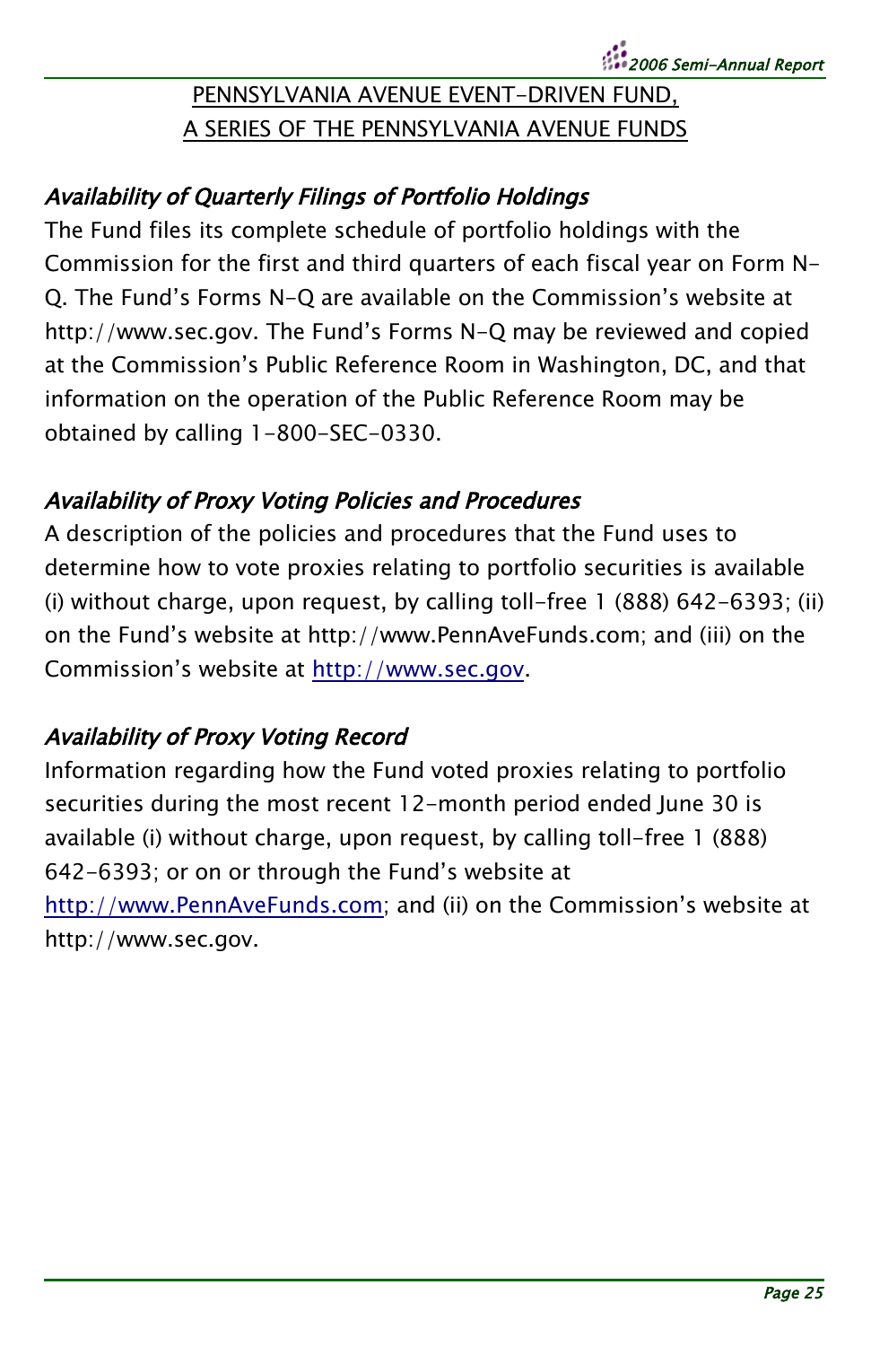PENNSYLVANIA AVENUE EVENT-DRIVEN FUND,
A SERIES OF THE PENNSYLVANIA AVENUE FUNDS

### *Availability of Quarterly Filings of Portfolio Holdings*

The Fund files its complete schedule of portfolio holdings with the Commission for the first and third quarters of each fiscal year on Form N-Q. The Fund's Forms N-Q are available on the Commission's website at http://www.sec.gov. The Fund's Forms N-Q may be reviewed and copied at the Commission's Public Reference Room in Washington, DC, and that information on the operation of the Public Reference Room may be obtained by calling 1-800-SEC-0330.

### *Availability of Proxy Voting Policies and Procedures*

A description of the policies and procedures that the Fund uses to determine how to vote proxies relating to portfolio securities is available (i) without charge, upon request, by calling toll-free 1 (888) 642-6393; (ii) on the Fund's website at http://www.PennAveFunds.com; and (iii) on the Commission's website at http://www.sec.gov.

### *Availability of Proxy Voting Record*

Information regarding how the Fund voted proxies relating to portfolio securities during the most recent 12-month period ended June 30 is available (i) without charge, upon request, by calling toll-free 1 (888) 642-6393; or on or through the Fund's website at http://www.PennAveFunds.com; and (ii) on the Commission's website at http://www.sec.gov.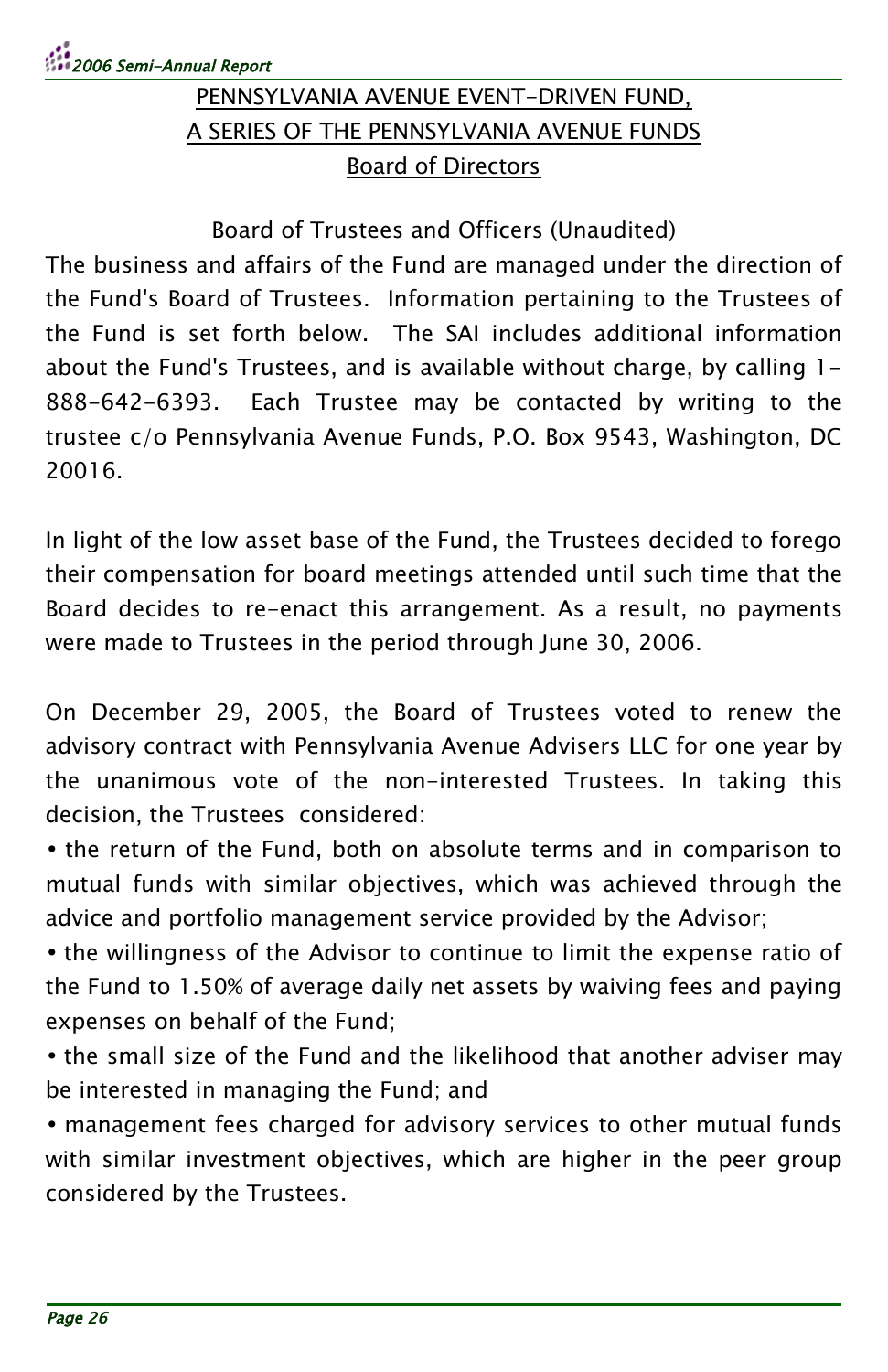## PENNSYLVANIA AVENUE EVENT-DRIVEN FUND, A SERIES OF THE PENNSYLVANIA AVENUE FUNDS

## Board of Directors

### Board of Trustees and Officers (Unaudited)

The business and affairs of the Fund are managed under the direction of the Fund's Board of Trustees. Information pertaining to the Trustees of the Fund is set forth below. The SAI includes additional information about the Fund's Trustees, and is available without charge, by calling 1-888-642-6393. Each Trustee may be contacted by writing to the trustee c/o Pennsylvania Avenue Funds, P.O. Box 9543, Washington, DC 20016.

In light of the low asset base of the Fund, the Trustees decided to forego their compensation for board meetings attended until such time that the Board decides to re-enact this arrangement. As a result, no payments were made to Trustees in the period through June 30, 2006.

On December 29, 2005, the Board of Trustees voted to renew the advisory contract with Pennsylvania Avenue Advisers LLC for one year by the unanimous vote of the non-interested Trustees. In taking this decision, the Trustees considered:

- the return of the Fund, both on absolute terms and in comparison to mutual funds with similar objectives, which was achieved through the advice and portfolio management service provided by the Advisor;
- the willingness of the Advisor to continue to limit the expense ratio of the Fund to 1.50% of average daily net assets by waiving fees and paying expenses on behalf of the Fund;
- the small size of the Fund and the likelihood that another adviser may be interested in managing the Fund; and
- management fees charged for advisory services to other mutual funds with similar investment objectives, which are higher in the peer group considered by the Trustees.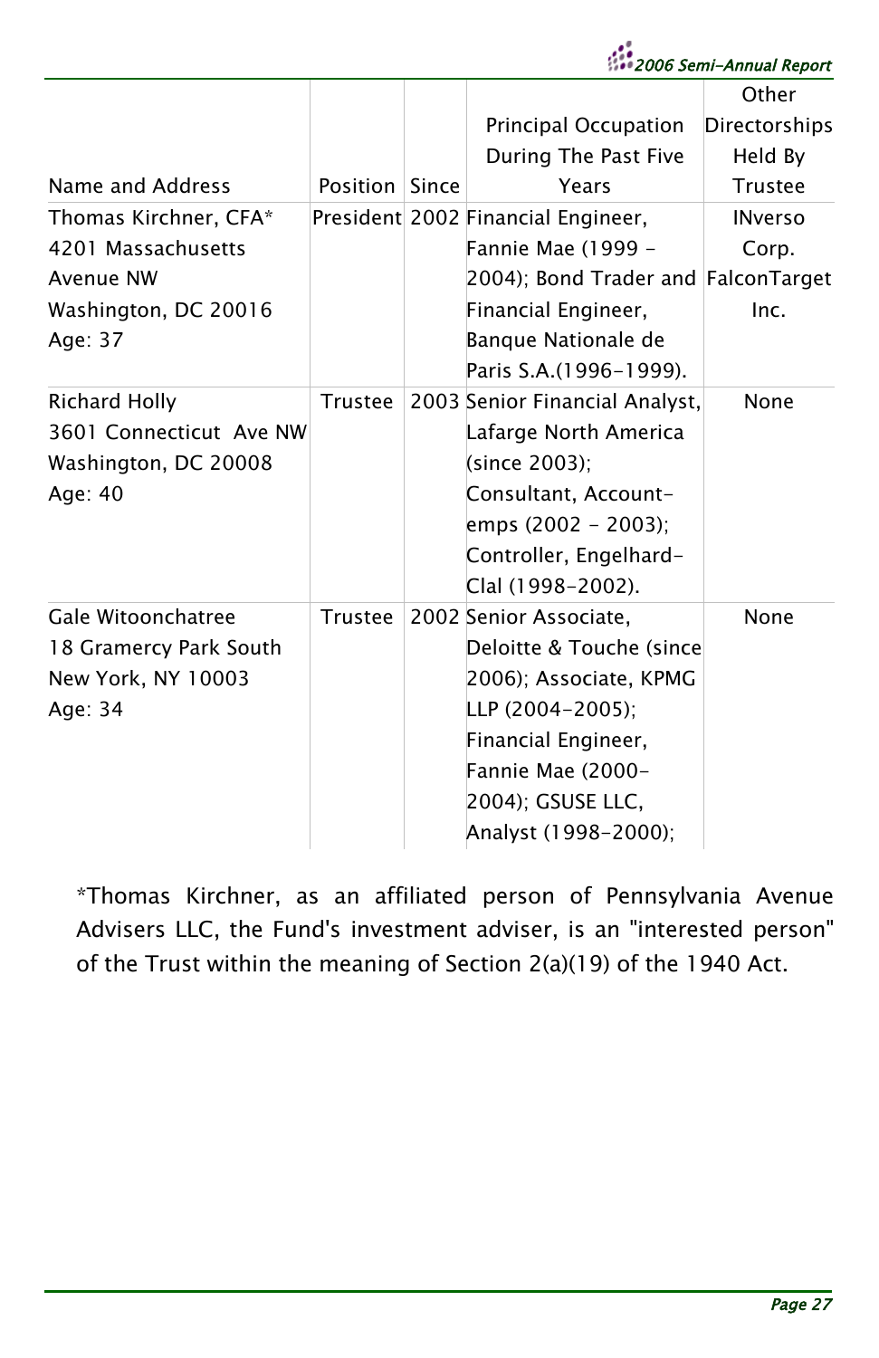| Name and Address | Position | Since | Principal Occupation During The Past Five Years | Other Directorships Held By Trustee |
|---|---|---|---|---|
| Thomas Kirchner, CFA* 4201 Massachusetts Avenue NW Washington, DC 20016 Age: 37 | President | 2002 | Financial Engineer, Fannie Mae (1999 - 2004); Bond Trader and Financial Engineer, Banque Nationale de Paris S.A.(1996-1999). | INverso Corp. FalconTarget Inc. |
| Richard Holly 3601 Connecticut Ave NW Washington, DC 20008 Age: 40 | Trustee | 2003 | Senior Financial Analyst, Lafarge North America (since 2003); Consultant, Account-emps (2002 - 2003); Controller, Engelhard-Clal (1998-2002). | None |
| Gale Witoonchatree 18 Gramercy Park South New York, NY 10003 Age: 34 | Trustee | 2002 | Senior Associate, Deloitte & Touche (since 2006); Associate, KPMG LLP (2004-2005); Financial Engineer, Fannie Mae (2000-2004); GSUSE LLC, Analyst (1998-2000); | None |

*Thomas Kirchner, as an affiliated person of Pennsylvania Avenue Advisers LLC, the Fund's investment adviser, is an "interested person" of the Trust within the meaning of Section 2(a)(19) of the 1940 Act.